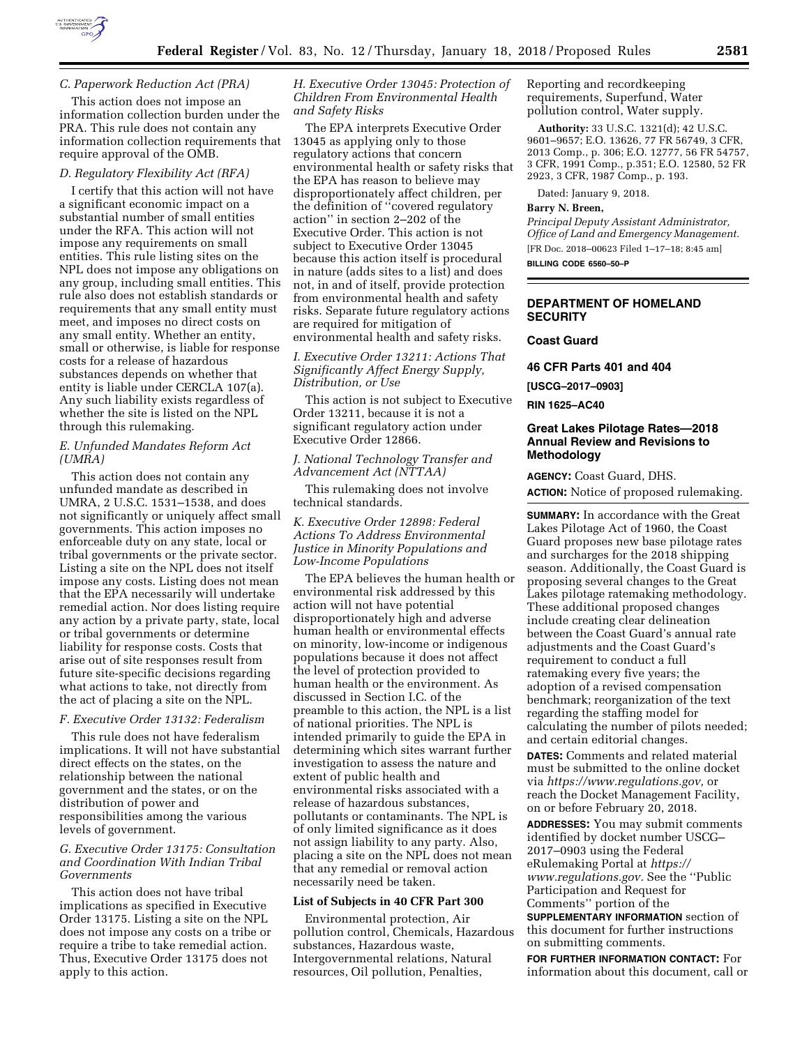### C. Paperwork Reduction Act (PRA)

This action does not impose an information collection burden under the PRA. This rule does not contain any information collection requirements that require approval of the OMB.

### D. Regulatory Flexibility Act (RFA)

I certify that this action will not have a significant economic impact on a substantial number of small entities under the RFA. This action will not impose any requirements on small entities. This rule listing sites on the NPL does not impose any obligations on any group, including small entities. This rule also does not establish standards or requirements that any small entity must meet, and imposes no direct costs on any small entity. Whether an entity, small or otherwise, is liable for response costs for a release of hazardous substances depends on whether that entity is liable under CERCLA 107(a). Any such liability exists regardless of whether the site is listed on the NPL through this rulemaking.

### E. Unfunded Mandates Reform Act (UMRA)

This action does not contain any unfunded mandate as described in UMRA, 2 U.S.C. 1531–1538, and does not significantly or uniquely affect small governments. This action imposes no enforceable duty on any state, local or tribal governments or the private sector. Listing a site on the NPL does not itself impose any costs. Listing does not mean that the EPA necessarily will undertake remedial action. Nor does listing require any action by a private party, state, local or tribal governments or determine liability for response costs. Costs that arise out of site responses result from future site-specific decisions regarding what actions to take, not directly from the act of placing a site on the NPL.

### F. Executive Order 13132: Federalism

This rule does not have federalism implications. It will not have substantial direct effects on the states, on the relationship between the national government and the states, or on the distribution of power and responsibilities among the various levels of government.

### G. Executive Order 13175: Consultation and Coordination With Indian Tribal Governments

This action does not have tribal implications as specified in Executive Order 13175. Listing a site on the NPL does not impose any costs on a tribe or require a tribe to take remedial action. Thus, Executive Order 13175 does not apply to this action.

### H. Executive Order 13045: Protection of Children From Environmental Health and Safety Risks

The EPA interprets Executive Order 13045 as applying only to those regulatory actions that concern environmental health or safety risks that the EPA has reason to believe may disproportionately affect children, per the definition of "covered regulatory action" in section 2–202 of the Executive Order. This action is not subject to Executive Order 13045 because this action itself is procedural in nature (adds sites to a list) and does not, in and of itself, provide protection from environmental health and safety risks. Separate future regulatory actions are required for mitigation of environmental health and safety risks.

### I. Executive Order 13211: Actions That Significantly Affect Energy Supply, Distribution, or Use

This action is not subject to Executive Order 13211, because it is not a significant regulatory action under Executive Order 12866.

### J. National Technology Transfer and Advancement Act (NTTAA)

This rulemaking does not involve technical standards.

### K. Executive Order 12898: Federal Actions To Address Environmental Justice in Minority Populations and Low-Income Populations

The EPA believes the human health or environmental risk addressed by this action will not have potential disproportionately high and adverse human health or environmental effects on minority, low-income or indigenous populations because it does not affect the level of protection provided to human health or the environment. As discussed in Section I.C. of the preamble to this action, the NPL is a list of national priorities. The NPL is intended primarily to guide the EPA in determining which sites warrant further investigation to assess the nature and extent of public health and environmental risks associated with a release of hazardous substances, pollutants or contaminants. The NPL is of only limited significance as it does not assign liability to any party. Also, placing a site on the NPL does not mean that any remedial or removal action necessarily need be taken.

**List of Subjects in 40 CFR Part 300**

Environmental protection, Air pollution control, Chemicals, Hazardous substances, Hazardous waste, Intergovernmental relations, Natural resources, Oil pollution, Penalties, Reporting and recordkeeping requirements, Superfund, Water pollution control, Water supply.

**Authority:** 33 U.S.C. 1321(d); 42 U.S.C. 9601–9657; E.O. 13626, 77 FR 56749, 3 CFR, 2013 Comp., p. 306; E.O. 12777, 56 FR 54757, 3 CFR, 1991 Comp., p.351; E.O. 12580, 52 FR 2923, 3 CFR, 1987 Comp., p. 193.

Dated: January 9, 2018.

**Barry N. Breen,**

*Principal Deputy Assistant Administrator, Office of Land and Emergency Management.*

[FR Doc. 2018–00623 Filed 1–17–18; 8:45 am]

**BILLING CODE 6560–50–P**

---

## DEPARTMENT OF HOMELAND SECURITY

### Coast Guard

### 46 CFR Parts 401 and 404

**[USCG–2017–0903]**

**RIN 1625–AC40**

### Great Lakes Pilotage Rates—2018 Annual Review and Revisions to Methodology

**AGENCY:** Coast Guard, DHS.

**ACTION:** Notice of proposed rulemaking.

**SUMMARY:** In accordance with the Great Lakes Pilotage Act of 1960, the Coast Guard proposes new base pilotage rates and surcharges for the 2018 shipping season. Additionally, the Coast Guard is proposing several changes to the Great Lakes pilotage ratemaking methodology. These additional proposed changes include creating clear delineation between the Coast Guard's annual rate adjustments and the Coast Guard's requirement to conduct a full ratemaking every five years; the adoption of a revised compensation benchmark; reorganization of the text regarding the staffing model for calculating the number of pilots needed; and certain editorial changes.

**DATES:** Comments and related material must be submitted to the online docket via *https://www.regulations.gov,* or reach the Docket Management Facility, on or before February 20, 2018.

**ADDRESSES:** You may submit comments identified by docket number USCG–2017–0903 using the Federal eRulemaking Portal at *https://www.regulations.gov.* See the "Public Participation and Request for Comments" portion of the **SUPPLEMENTARY INFORMATION** section of this document for further instructions on submitting comments.

**FOR FURTHER INFORMATION CONTACT:** For information about this document, call or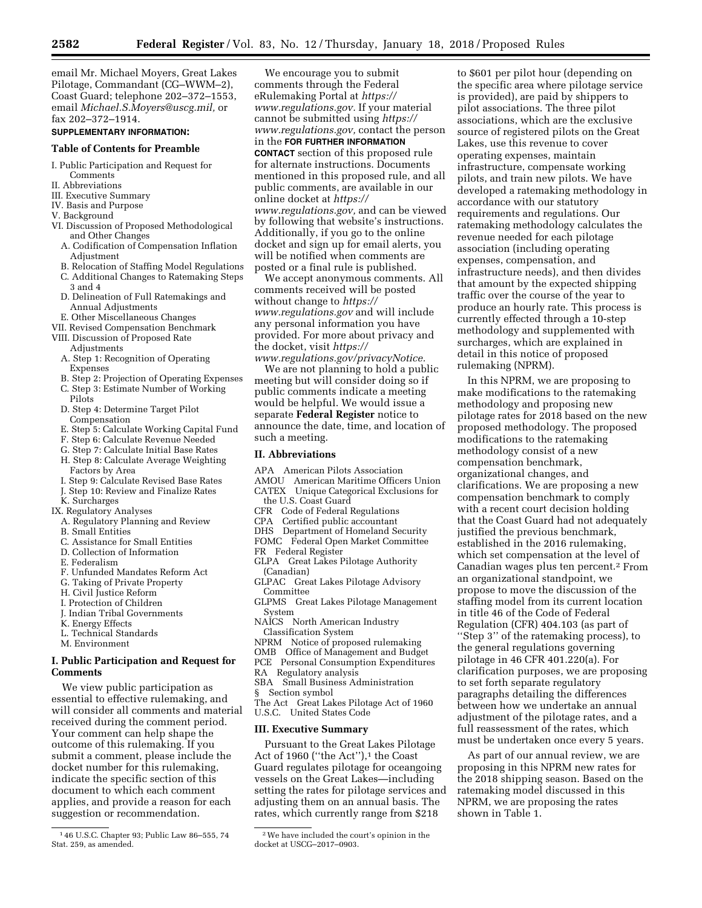email Mr. Michael Moyers, Great Lakes Pilotage, Commandant (CG–WWM–2), Coast Guard; telephone 202–372–1553, email *Michael.S.Moyers@uscg.mil,* or fax 202–372–1914.

**SUPPLEMENTARY INFORMATION:**

**Table of Contents for Preamble**

I. Public Participation and Request for Comments
II. Abbreviations
III. Executive Summary
IV. Basis and Purpose
V. Background
VI. Discussion of Proposed Methodological and Other Changes
  A. Codification of Compensation Inflation Adjustment
  B. Relocation of Staffing Model Regulations
  C. Additional Changes to Ratemaking Steps 3 and 4
  D. Delineation of Full Ratemakings and Annual Adjustments
  E. Other Miscellaneous Changes
VII. Revised Compensation Benchmark
VIII. Discussion of Proposed Rate Adjustments
  A. Step 1: Recognition of Operating Expenses
  B. Step 2: Projection of Operating Expenses
  C. Step 3: Estimate Number of Working Pilots
  D. Step 4: Determine Target Pilot Compensation
  E. Step 5: Calculate Working Capital Fund
  F. Step 6: Calculate Revenue Needed
  G. Step 7: Calculate Initial Base Rates
  H. Step 8: Calculate Average Weighting Factors by Area
  I. Step 9: Calculate Revised Base Rates
  J. Step 10: Review and Finalize Rates
  K. Surcharges
IX. Regulatory Analyses
  A. Regulatory Planning and Review
  B. Small Entities
  C. Assistance for Small Entities
  D. Collection of Information
  E. Federalism
  F. Unfunded Mandates Reform Act
  G. Taking of Private Property
  H. Civil Justice Reform
  I. Protection of Children
  J. Indian Tribal Governments
  K. Energy Effects
  L. Technical Standards
  M. Environment

## I. Public Participation and Request for Comments

We view public participation as essential to effective rulemaking, and will consider all comments and material received during the comment period. Your comment can help shape the outcome of this rulemaking. If you submit a comment, please include the docket number for this rulemaking, indicate the specific section of this document to which each comment applies, and provide a reason for each suggestion or recommendation.

We encourage you to submit comments through the Federal eRulemaking Portal at *https://www.regulations.gov.* If your material cannot be submitted using *https://www.regulations.gov,* contact the person in the **FOR FURTHER INFORMATION CONTACT** section of this proposed rule for alternate instructions. Documents mentioned in this proposed rule, and all public comments, are available in our online docket at *https://www.regulations.gov,* and can be viewed by following that website's instructions. Additionally, if you go to the online docket and sign up for email alerts, you will be notified when comments are posted or a final rule is published.

We accept anonymous comments. All comments received will be posted without change to *https://www.regulations.gov* and will include any personal information you have provided. For more about privacy and the docket, visit *https://www.regulations.gov/privacyNotice.*

We are not planning to hold a public meeting but will consider doing so if public comments indicate a meeting would be helpful. We would issue a separate **Federal Register** notice to announce the date, time, and location of such a meeting.

## II. Abbreviations

APA American Pilots Association
AMOU American Maritime Officers Union
CATEX Unique Categorical Exclusions for the U.S. Coast Guard
CFR Code of Federal Regulations
CPA Certified public accountant
DHS Department of Homeland Security
FOMC Federal Open Market Committee
FR Federal Register
GLPA Great Lakes Pilotage Authority (Canadian)
GLPAC Great Lakes Pilotage Advisory Committee
GLPMS Great Lakes Pilotage Management System
NAICS North American Industry Classification System
NPRM Notice of proposed rulemaking
OMB Office of Management and Budget
PCE Personal Consumption Expenditures
RA Regulatory analysis
SBA Small Business Administration
§ Section symbol
The Act Great Lakes Pilotage Act of 1960
U.S.C. United States Code

## III. Executive Summary

Pursuant to the Great Lakes Pilotage Act of 1960 ("the Act"),[1] the Coast Guard regulates pilotage for oceangoing vessels on the Great Lakes—including setting the rates for pilotage services and adjusting them on an annual basis. The rates, which currently range from $218 to $601 per pilot hour (depending on the specific area where pilotage service is provided), are paid by shippers to pilot associations. The three pilot associations, which are the exclusive source of registered pilots on the Great Lakes, use this revenue to cover operating expenses, maintain infrastructure, compensate working pilots, and train new pilots. We have developed a ratemaking methodology in accordance with our statutory requirements and regulations. Our ratemaking methodology calculates the revenue needed for each pilotage association (including operating expenses, compensation, and infrastructure needs), and then divides that amount by the expected shipping traffic over the course of the year to produce an hourly rate. This process is currently effected through a 10-step methodology and supplemented with surcharges, which are explained in detail in this notice of proposed rulemaking (NPRM).

In this NPRM, we are proposing to make modifications to the ratemaking methodology and proposing new pilotage rates for 2018 based on the new proposed methodology. The proposed modifications to the ratemaking methodology consist of a new compensation benchmark, organizational changes, and clarifications. We are proposing a new compensation benchmark to comply with a recent court decision holding that the Coast Guard had not adequately justified the previous benchmark, established in the 2016 rulemaking, which set compensation at the level of Canadian wages plus ten percent.[2] From an organizational standpoint, we propose to move the discussion of the staffing model from its current location in title 46 of the Code of Federal Regulation (CFR) 404.103 (as part of "Step 3" of the ratemaking process), to the general regulations governing pilotage in 46 CFR 401.220(a). For clarification purposes, we are proposing to set forth separate regulatory paragraphs detailing the differences between how we undertake an annual adjustment of the pilotage rates, and a full reassessment of the rates, which must be undertaken once every 5 years.

As part of our annual review, we are proposing in this NPRM new rates for the 2018 shipping season. Based on the ratemaking model discussed in this NPRM, we are proposing the rates shown in Table 1.

---

[1] 46 U.S.C. Chapter 93; Public Law 86–555, 74 Stat. 259, as amended.

[2] We have included the court's opinion in the docket at USCG–2017–0903.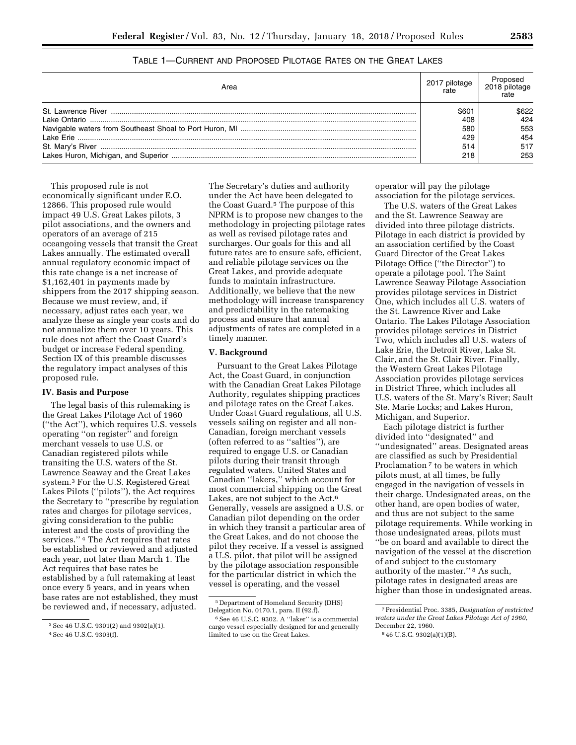TABLE 1—CURRENT AND PROPOSED PILOTAGE RATES ON THE GREAT LAKES

| Area | 2017 pilotage rate | Proposed 2018 pilotage rate |
| --- | --- | --- |
| St. Lawrence River | $601 | $622 |
| Lake Ontario | 408 | 424 |
| Navigable waters from Southeast Shoal to Port Huron, MI | 580 | 553 |
| Lake Erie | 429 | 454 |
| St. Mary's River | 514 | 517 |
| Lakes Huron, Michigan, and Superior | 218 | 253 |

This proposed rule is not economically significant under E.O. 12866. This proposed rule would impact 49 U.S. Great Lakes pilots, 3 pilot associations, and the owners and operators of an average of 215 oceangoing vessels that transit the Great Lakes annually. The estimated overall annual regulatory economic impact of this rate change is a net increase of $1,162,401 in payments made by shippers from the 2017 shipping season. Because we must review, and, if necessary, adjust rates each year, we analyze these as single year costs and do not annualize them over 10 years. This rule does not affect the Coast Guard's budget or increase Federal spending. Section IX of this preamble discusses the regulatory impact analyses of this proposed rule.

### IV. Basis and Purpose

The legal basis of this rulemaking is the Great Lakes Pilotage Act of 1960 (''the Act''), which requires U.S. vessels operating ''on register'' and foreign merchant vessels to use U.S. or Canadian registered pilots while transiting the U.S. waters of the St. Lawrence Seaway and the Great Lakes system.[3] For the U.S. Registered Great Lakes Pilots (''pilots''), the Act requires the Secretary to ''prescribe by regulation rates and charges for pilotage services, giving consideration to the public interest and the costs of providing the services.''[4] The Act requires that rates be established or reviewed and adjusted each year, not later than March 1. The Act requires that base rates be established by a full ratemaking at least once every 5 years, and in years when base rates are not established, they must be reviewed and, if necessary, adjusted. The Secretary's duties and authority under the Act have been delegated to the Coast Guard.[5] The purpose of this NPRM is to propose new changes to the methodology in projecting pilotage rates as well as revised pilotage rates and surcharges. Our goals for this and all future rates are to ensure safe, efficient, and reliable pilotage services on the Great Lakes, and provide adequate funds to maintain infrastructure. Additionally, we believe that the new methodology will increase transparency and predictability in the ratemaking process and ensure that annual adjustments of rates are completed in a timely manner.

### V. Background

Pursuant to the Great Lakes Pilotage Act, the Coast Guard, in conjunction with the Canadian Great Lakes Pilotage Authority, regulates shipping practices and pilotage rates on the Great Lakes. Under Coast Guard regulations, all U.S. vessels sailing on register and all non-Canadian, foreign merchant vessels (often referred to as ''salties''), are required to engage U.S. or Canadian pilots during their transit through regulated waters. United States and Canadian ''lakers,'' which account for most commercial shipping on the Great Lakes, are not subject to the Act.[6] Generally, vessels are assigned a U.S. or Canadian pilot depending on the order in which they transit a particular area of the Great Lakes, and do not choose the pilot they receive. If a vessel is assigned a U.S. pilot, that pilot will be assigned by the pilotage association responsible for the particular district in which the vessel is operating, and the vessel operator will pay the pilotage association for the pilotage services.

The U.S. waters of the Great Lakes and the St. Lawrence Seaway are divided into three pilotage districts. Pilotage in each district is provided by an association certified by the Coast Guard Director of the Great Lakes Pilotage Office (''the Director'') to operate a pilotage pool. The Saint Lawrence Seaway Pilotage Association provides pilotage services in District One, which includes all U.S. waters of the St. Lawrence River and Lake Ontario. The Lakes Pilotage Association provides pilotage services in District Two, which includes all U.S. waters of Lake Erie, the Detroit River, Lake St. Clair, and the St. Clair River. Finally, the Western Great Lakes Pilotage Association provides pilotage services in District Three, which includes all U.S. waters of the St. Mary's River; Sault Ste. Marie Locks; and Lakes Huron, Michigan, and Superior.

Each pilotage district is further divided into ''designated'' and ''undesignated'' areas. Designated areas are classified as such by Presidential Proclamation[7] to be waters in which pilots must, at all times, be fully engaged in the navigation of vessels in their charge. Undesignated areas, on the other hand, are open bodies of water, and thus are not subject to the same pilotage requirements. While working in those undesignated areas, pilots must ''be on board and available to direct the navigation of the vessel at the discretion of and subject to the customary authority of the master.''[8] As such, pilotage rates in designated areas are higher than those in undesignated areas.

[3] See 46 U.S.C. 9301(2) and 9302(a)(1).

[4] See 46 U.S.C. 9303(f).

[5] Department of Homeland Security (DHS) Delegation No. 0170.1, para. II (92.f).

[6] See 46 U.S.C. 9302. A ''laker'' is a commercial cargo vessel especially designed for and generally limited to use on the Great Lakes.

[7] Presidential Proc. 3385, *Designation of restricted waters under the Great Lakes Pilotage Act of 1960*, December 22, 1960.

[8] 46 U.S.C. 9302(a)(1)(B).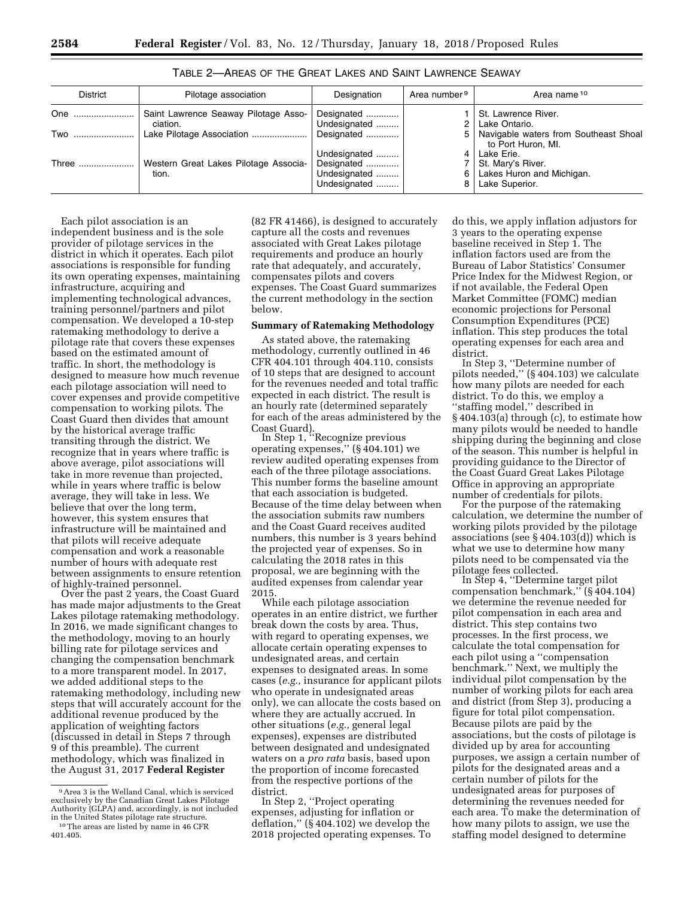TABLE 2—AREAS OF THE GREAT LAKES AND SAINT LAWRENCE SEAWAY

| District | Pilotage association | Designation | Area number [9] | Area name [10] |
|---|---|---|---|---|
| One | Saint Lawrence Seaway Pilotage Association. | Designated | 1 | St. Lawrence River. |
| | | Undesignated | 2 | Lake Ontario. |
| Two | Lake Pilotage Association | Designated | 5 | Navigable waters from Southeast Shoal to Port Huron, MI. |
| | | Undesignated | 4 | Lake Erie. |
| Three | Western Great Lakes Pilotage Association. | Designated | 7 | St. Mary's River. |
| | | Undesignated | 6 | Lakes Huron and Michigan. |
| | | Undesignated | 8 | Lake Superior. |

Each pilot association is an independent business and is the sole provider of pilotage services in the district in which it operates. Each pilot association is responsible for funding its own operating expenses, maintaining infrastructure, acquiring and implementing technological advances, training personnel/partners and pilot compensation. We developed a 10-step ratemaking methodology to derive a pilotage rate that covers these expenses based on the estimated amount of traffic. In short, the methodology is designed to measure how much revenue each pilotage association will need to cover expenses and provide competitive compensation to working pilots. The Coast Guard then divides that amount by the historical average traffic transiting through the district. We recognize that in years where traffic is above average, pilot associations will take in more revenue than projected, while in years where traffic is below average, they will take in less. We believe that over the long term, however, this system ensures that infrastructure will be maintained and that pilots will receive adequate compensation and work a reasonable number of hours with adequate rest between assignments to ensure retention of highly-trained personnel.

Over the past 2 years, the Coast Guard has made major adjustments to the Great Lakes pilotage ratemaking methodology. In 2016, we made significant changes to the methodology, moving to an hourly billing rate for pilotage services and changing the compensation benchmark to a more transparent model. In 2017, we added additional steps to the ratemaking methodology, including new steps that will accurately account for the additional revenue produced by the application of weighting factors (discussed in detail in Steps 7 through 9 of this preamble). The current methodology, which was finalized in the August 31, 2017 **Federal Register** (82 FR 41466), is designed to accurately capture all the costs and revenues associated with Great Lakes pilotage requirements and produce an hourly rate that adequately, and accurately, compensates pilots and covers expenses. The Coast Guard summarizes the current methodology in the section below.

**Summary of Ratemaking Methodology**

As stated above, the ratemaking methodology, currently outlined in 46 CFR 404.101 through 404.110, consists of 10 steps that are designed to account for the revenues needed and total traffic expected in each district. The result is an hourly rate (determined separately for each of the areas administered by the Coast Guard).

In Step 1, "Recognize previous operating expenses," (§ 404.101) we review audited operating expenses from each of the three pilotage associations. This number forms the baseline amount that each association is budgeted. Because of the time delay between when the association submits raw numbers and the Coast Guard receives audited numbers, this number is 3 years behind the projected year of expenses. So in calculating the 2018 rates in this proposal, we are beginning with the audited expenses from calendar year 2015.

While each pilotage association operates in an entire district, we further break down the costs by area. Thus, with regard to operating expenses, we allocate certain operating expenses to undesignated areas, and certain expenses to designated areas. In some cases (*e.g.,* insurance for applicant pilots who operate in undesignated areas only), we can allocate the costs based on where they are actually accrued. In other situations (*e.g.,* general legal expenses), expenses are distributed between designated and undesignated waters on a *pro rata* basis, based upon the proportion of income forecasted from the respective portions of the district.

In Step 2, "Project operating expenses, adjusting for inflation or deflation," (§ 404.102) we develop the 2018 projected operating expenses. To do this, we apply inflation adjustors for 3 years to the operating expense baseline received in Step 1. The inflation factors used are from the Bureau of Labor Statistics' Consumer Price Index for the Midwest Region, or if not available, the Federal Open Market Committee (FOMC) median economic projections for Personal Consumption Expenditures (PCE) inflation. This step produces the total operating expenses for each area and district.

In Step 3, "Determine number of pilots needed," (§ 404.103) we calculate how many pilots are needed for each district. To do this, we employ a "staffing model," described in § 404.103(a) through (c), to estimate how many pilots would be needed to handle shipping during the beginning and close of the season. This number is helpful in providing guidance to the Director of the Coast Guard Great Lakes Pilotage Office in approving an appropriate number of credentials for pilots.

For the purpose of the ratemaking calculation, we determine the number of working pilots provided by the pilotage associations (see § 404.103(d)) which is what we use to determine how many pilots need to be compensated via the pilotage fees collected.

In Step 4, "Determine target pilot compensation benchmark," (§ 404.104) we determine the revenue needed for pilot compensation in each area and district. This step contains two processes. In the first process, we calculate the total compensation for each pilot using a "compensation benchmark." Next, we multiply the individual pilot compensation by the number of working pilots for each area and district (from Step 3), producing a figure for total pilot compensation. Because pilots are paid by the associations, but the costs of pilotage is divided up by area for accounting purposes, we assign a certain number of pilots for the designated areas and a certain number of pilots for the undesignated areas for purposes of determining the revenues needed for each area. To make the determination of how many pilots to assign, we use the staffing model designed to determine

[9] Area 3 is the Welland Canal, which is serviced exclusively by the Canadian Great Lakes Pilotage Authority (GLPA) and, accordingly, is not included in the United States pilotage rate structure.

[10] The areas are listed by name in 46 CFR 401.405.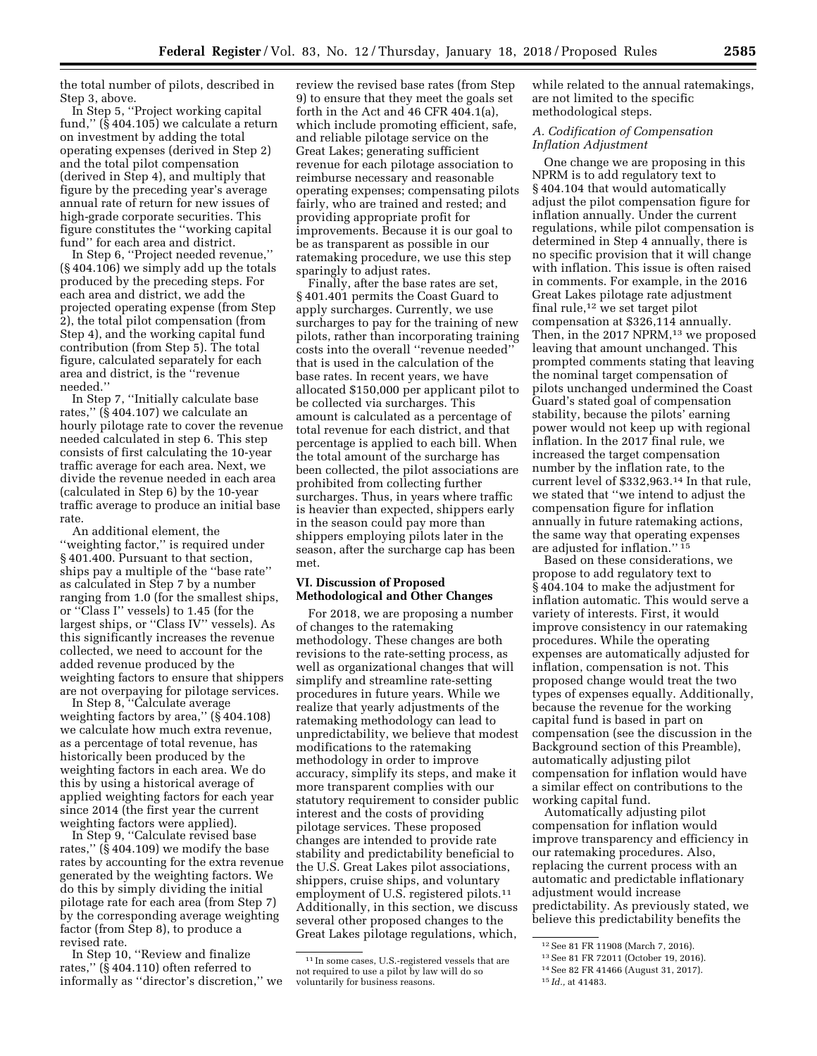the total number of pilots, described in Step 3, above.

In Step 5, "Project working capital fund," (§ 404.105) we calculate a return on investment by adding the total operating expenses (derived in Step 2) and the total pilot compensation (derived in Step 4), and multiply that figure by the preceding year's average annual rate of return for new issues of high-grade corporate securities. This figure constitutes the "working capital fund" for each area and district.

In Step 6, "Project needed revenue," (§ 404.106) we simply add up the totals produced by the preceding steps. For each area and district, we add the projected operating expense (from Step 2), the total pilot compensation (from Step 4), and the working capital fund contribution (from Step 5). The total figure, calculated separately for each area and district, is the "revenue needed."

In Step 7, "Initially calculate base rates," (§ 404.107) we calculate an hourly pilotage rate to cover the revenue needed calculated in step 6. This step consists of first calculating the 10-year traffic average for each area. Next, we divide the revenue needed in each area (calculated in Step 6) by the 10-year traffic average to produce an initial base rate.

An additional element, the "weighting factor," is required under § 401.400. Pursuant to that section, ships pay a multiple of the "base rate" as calculated in Step 7 by a number ranging from 1.0 (for the smallest ships, or "Class I" vessels) to 1.45 (for the largest ships, or "Class IV" vessels). As this significantly increases the revenue collected, we need to account for the added revenue produced by the weighting factors to ensure that shippers are not overpaying for pilotage services.

In Step 8, "Calculate average weighting factors by area," (§ 404.108) we calculate how much extra revenue, as a percentage of total revenue, has historically been produced by the weighting factors in each area. We do this by using a historical average of applied weighting factors for each year since 2014 (the first year the current weighting factors were applied).

In Step 9, "Calculate revised base rates," (§ 404.109) we modify the base rates by accounting for the extra revenue generated by the weighting factors. We do this by simply dividing the initial pilotage rate for each area (from Step 7) by the corresponding average weighting factor (from Step 8), to produce a revised rate.

In Step 10, "Review and finalize rates," (§ 404.110) often referred to informally as "director's discretion," we review the revised base rates (from Step 9) to ensure that they meet the goals set forth in the Act and 46 CFR 404.1(a), which include promoting efficient, safe, and reliable pilotage service on the Great Lakes; generating sufficient revenue for each pilotage association to reimburse necessary and reasonable operating expenses; compensating pilots fairly, who are trained and rested; and providing appropriate profit for improvements. Because it is our goal to be as transparent as possible in our ratemaking procedure, we use this step sparingly to adjust rates.

Finally, after the base rates are set, § 401.401 permits the Coast Guard to apply surcharges. Currently, we use surcharges to pay for the training of new pilots, rather than incorporating training costs into the overall "revenue needed" that is used in the calculation of the base rates. In recent years, we have allocated $150,000 per applicant pilot to be collected via surcharges. This amount is calculated as a percentage of total revenue for each district, and that percentage is applied to each bill. When the total amount of the surcharge has been collected, the pilot associations are prohibited from collecting further surcharges. Thus, in years where traffic is heavier than expected, shippers early in the season could pay more than shippers employing pilots later in the season, after the surcharge cap has been met.

## VI. Discussion of Proposed Methodological and Other Changes

For 2018, we are proposing a number of changes to the ratemaking methodology. These changes are both revisions to the rate-setting process, as well as organizational changes that will simplify and streamline rate-setting procedures in future years. While we realize that yearly adjustments of the ratemaking methodology can lead to unpredictability, we believe that modest modifications to the ratemaking methodology in order to improve accuracy, simplify its steps, and make it more transparent complies with our statutory requirement to consider public interest and the costs of providing pilotage services. These proposed changes are intended to provide rate stability and predictability beneficial to the U.S. Great Lakes pilot associations, shippers, cruise ships, and voluntary employment of U.S. registered pilots.[11] Additionally, in this section, we discuss several other proposed changes to the Great Lakes pilotage regulations, which, while related to the annual ratemakings, are not limited to the specific methodological steps.

### A. Codification of Compensation Inflation Adjustment

One change we are proposing in this NPRM is to add regulatory text to § 404.104 that would automatically adjust the pilot compensation figure for inflation annually. Under the current regulations, while pilot compensation is determined in Step 4 annually, there is no specific provision that it will change with inflation. This issue is often raised in comments. For example, in the 2016 Great Lakes pilotage rate adjustment final rule,[12] we set target pilot compensation at $326,114 annually. Then, in the 2017 NPRM,[13] we proposed leaving that amount unchanged. This prompted comments stating that leaving the nominal target compensation of pilots unchanged undermined the Coast Guard's stated goal of compensation stability, because the pilots' earning power would not keep up with regional inflation. In the 2017 final rule, we increased the target compensation number by the inflation rate, to the current level of $332,963.[14] In that rule, we stated that "we intend to adjust the compensation figure for inflation annually in future ratemaking actions, the same way that operating expenses are adjusted for inflation."[15]

Based on these considerations, we propose to add regulatory text to § 404.104 to make the adjustment for inflation automatic. This would serve a variety of interests. First, it would improve consistency in our ratemaking procedures. While the operating expenses are automatically adjusted for inflation, compensation is not. This proposed change would treat the two types of expenses equally. Additionally, because the revenue for the working capital fund is based in part on compensation (see the discussion in the Background section of this Preamble), automatically adjusting pilot compensation for inflation would have a similar effect on contributions to the working capital fund.

Automatically adjusting pilot compensation for inflation would improve transparency and efficiency in our ratemaking procedures. Also, replacing the current process with an automatic and predictable inflationary adjustment would increase predictability. As previously stated, we believe this predictability benefits the

---

[11] In some cases, U.S.-registered vessels that are not required to use a pilot by law will do so voluntarily for business reasons.

[12] See 81 FR 11908 (March 7, 2016).

[13] See 81 FR 72011 (October 19, 2016).

[14] See 82 FR 41466 (August 31, 2017).

[15] *Id.*, at 41483.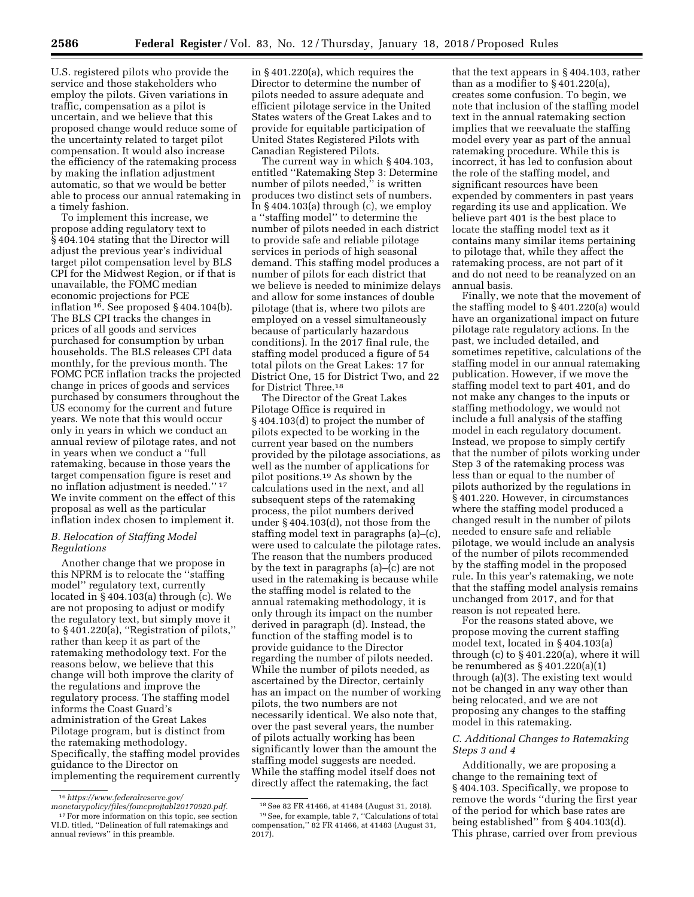U.S. registered pilots who provide the service and those stakeholders who employ the pilots. Given variations in traffic, compensation as a pilot is uncertain, and we believe that this proposed change would reduce some of the uncertainty related to target pilot compensation. It would also increase the efficiency of the ratemaking process by making the inflation adjustment automatic, so that we would be better able to process our annual ratemaking in a timely fashion.

To implement this increase, we propose adding regulatory text to § 404.104 stating that the Director will adjust the previous year's individual target pilot compensation level by BLS CPI for the Midwest Region, or if that is unavailable, the FOMC median economic projections for PCE inflation [16]. See proposed § 404.104(b). The BLS CPI tracks the changes in prices of all goods and services purchased for consumption by urban households. The BLS releases CPI data monthly, for the previous month. The FOMC PCE inflation tracks the projected change in prices of goods and services purchased by consumers throughout the US economy for the current and future years. We note that this would occur only in years in which we conduct an annual review of pilotage rates, and not in years when we conduct a "full ratemaking, because in those years the target compensation figure is reset and no inflation adjustment is needed." [17] We invite comment on the effect of this proposal as well as the particular inflation index chosen to implement it.

### *B. Relocation of Staffing Model Regulations*

Another change that we propose in this NPRM is to relocate the "staffing model" regulatory text, currently located in § 404.103(a) through (c). We are not proposing to adjust or modify the regulatory text, but simply move it to § 401.220(a), "Registration of pilots," rather than keep it as part of the ratemaking methodology text. For the reasons below, we believe that this change will both improve the clarity of the regulations and improve the regulatory process. The staffing model informs the Coast Guard's administration of the Great Lakes Pilotage program, but is distinct from the ratemaking methodology. Specifically, the staffing model provides guidance to the Director on implementing the requirement currently in § 401.220(a), which requires the Director to determine the number of pilots needed to assure adequate and efficient pilotage service in the United States waters of the Great Lakes and to provide for equitable participation of United States Registered Pilots with Canadian Registered Pilots.

The current way in which § 404.103, entitled "Ratemaking Step 3: Determine number of pilots needed," is written produces two distinct sets of numbers. In § 404.103(a) through (c), we employ a "staffing model" to determine the number of pilots needed in each district to provide safe and reliable pilotage services in periods of high seasonal demand. This staffing model produces a number of pilots for each district that we believe is needed to minimize delays and allow for some instances of double pilotage (that is, where two pilots are employed on a vessel simultaneously because of particularly hazardous conditions). In the 2017 final rule, the staffing model produced a figure of 54 total pilots on the Great Lakes: 17 for District One, 15 for District Two, and 22 for District Three.[18]

The Director of the Great Lakes Pilotage Office is required in § 404.103(d) to project the number of pilots expected to be working in the current year based on the numbers provided by the pilotage associations, as well as the number of applications for pilot positions.[19] As shown by the calculations used in the next, and all subsequent steps of the ratemaking process, the pilot numbers derived under § 404.103(d), not those from the staffing model text in paragraphs (a)–(c), were used to calculate the pilotage rates. The reason that the numbers produced by the text in paragraphs (a)–(c) are not used in the ratemaking is because while the staffing model is related to the annual ratemaking methodology, it is only through its impact on the number derived in paragraph (d). Instead, the function of the staffing model is to provide guidance to the Director regarding the number of pilots needed. While the number of pilots needed, as ascertained by the Director, certainly has an impact on the number of working pilots, the two numbers are not necessarily identical. We also note that, over the past several years, the number of pilots actually working has been significantly lower than the amount the staffing model suggests are needed. While the staffing model itself does not directly affect the ratemaking, the fact that the text appears in § 404.103, rather than as a modifier to § 401.220(a), creates some confusion. To begin, we note that inclusion of the staffing model text in the annual ratemaking section implies that we reevaluate the staffing model every year as part of the annual ratemaking procedure. While this is incorrect, it has led to confusion about the role of the staffing model, and significant resources have been expended by commenters in past years regarding its use and application. We believe part 401 is the best place to locate the staffing model text as it contains many similar items pertaining to pilotage that, while they affect the ratemaking process, are not part of it and do not need to be reanalyzed on an annual basis.

Finally, we note that the movement of the staffing model to § 401.220(a) would have an organizational impact on future pilotage rate regulatory actions. In the past, we included detailed, and sometimes repetitive, calculations of the staffing model in our annual ratemaking publication. However, if we move the staffing model text to part 401, and do not make any changes to the inputs or staffing methodology, we would not include a full analysis of the staffing model in each regulatory document. Instead, we propose to simply certify that the number of pilots working under Step 3 of the ratemaking process was less than or equal to the number of pilots authorized by the regulations in § 401.220. However, in circumstances where the staffing model produced a changed result in the number of pilots needed to ensure safe and reliable pilotage, we would include an analysis of the number of pilots recommended by the staffing model in the proposed rule. In this year's ratemaking, we note that the staffing model analysis remains unchanged from 2017, and for that reason is not repeated here.

For the reasons stated above, we propose moving the current staffing model text, located in § 404.103(a) through (c) to § 401.220(a), where it will be renumbered as § 401.220(a)(1) through (a)(3). The existing text would not be changed in any way other than being relocated, and we are not proposing any changes to the staffing model in this ratemaking.

### *C. Additional Changes to Ratemaking Steps 3 and 4*

Additionally, we are proposing a change to the remaining text of § 404.103. Specifically, we propose to remove the words "during the first year of the period for which base rates are being established" from § 404.103(d). This phrase, carried over from previous

---

[16] *https://www.federalreserve.gov/monetarypolicy/files/fomcprojtabl20170920.pdf.*

[17] For more information on this topic, see section VI.D. titled, "Delineation of full ratemakings and annual reviews" in this preamble.

[18] See 82 FR 41466, at 41484 (August 31, 2018).

[19] See, for example, table 7, "Calculations of total compensation," 82 FR 41466, at 41483 (August 31, 2017).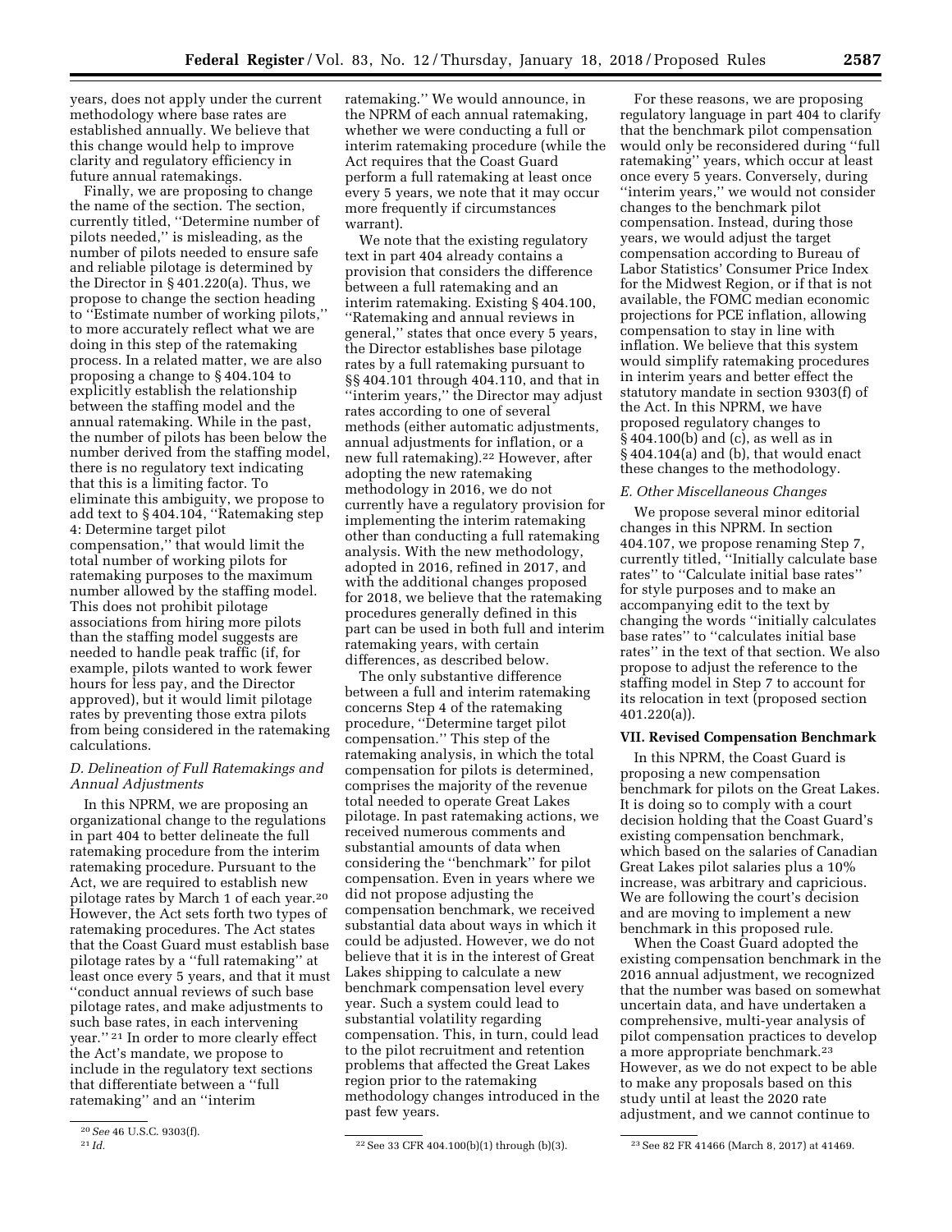years, does not apply under the current methodology where base rates are established annually. We believe that this change would help to improve clarity and regulatory efficiency in future annual ratemakings.

Finally, we are proposing to change the name of the section. The section, currently titled, "Determine number of pilots needed," is misleading, as the number of pilots needed to ensure safe and reliable pilotage is determined by the Director in § 401.220(a). Thus, we propose to change the section heading to "Estimate number of working pilots," to more accurately reflect what we are doing in this step of the ratemaking process. In a related matter, we are also proposing a change to § 404.104 to explicitly establish the relationship between the staffing model and the annual ratemaking. While in the past, the number of pilots has been below the number derived from the staffing model, there is no regulatory text indicating that this is a limiting factor. To eliminate this ambiguity, we propose to add text to § 404.104, "Ratemaking step 4: Determine target pilot compensation," that would limit the total number of working pilots for ratemaking purposes to the maximum number allowed by the staffing model. This does not prohibit pilotage associations from hiring more pilots than the staffing model suggests are needed to handle peak traffic (if, for example, pilots wanted to work fewer hours for less pay, and the Director approved), but it would limit pilotage rates by preventing those extra pilots from being considered in the ratemaking calculations.

### *D. Delineation of Full Ratemakings and Annual Adjustments*

In this NPRM, we are proposing an organizational change to the regulations in part 404 to better delineate the full ratemaking procedure from the interim ratemaking procedure. Pursuant to the Act, we are required to establish new pilotage rates by March 1 of each year.[20] However, the Act sets forth two types of ratemaking procedures. The Act states that the Coast Guard must establish base pilotage rates by a "full ratemaking" at least once every 5 years, and that it must "conduct annual reviews of such base pilotage rates, and make adjustments to such base rates, in each intervening year."[21] In order to more clearly effect the Act's mandate, we propose to include in the regulatory text sections that differentiate between a "full ratemaking" and an "interim ratemaking." We would announce, in the NPRM of each annual ratemaking, whether we were conducting a full or interim ratemaking procedure (while the Act requires that the Coast Guard perform a full ratemaking at least once every 5 years, we note that it may occur more frequently if circumstances warrant).

We note that the existing regulatory text in part 404 already contains a provision that considers the difference between a full ratemaking and an interim ratemaking. Existing § 404.100, "Ratemaking and annual reviews in general," states that once every 5 years, the Director establishes base pilotage rates by a full ratemaking pursuant to §§ 404.101 through 404.110, and that in "interim years," the Director may adjust rates according to one of several methods (either automatic adjustments, annual adjustments for inflation, or a new full ratemaking).[22] However, after adopting the new ratemaking methodology in 2016, we do not currently have a regulatory provision for implementing the interim ratemaking other than conducting a full ratemaking analysis. With the new methodology, adopted in 2016, refined in 2017, and with the additional changes proposed for 2018, we believe that the ratemaking procedures generally defined in this part can be used in both full and interim ratemaking years, with certain differences, as described below.

The only substantive difference between a full and interim ratemaking concerns Step 4 of the ratemaking procedure, "Determine target pilot compensation." This step of the ratemaking analysis, in which the total compensation for pilots is determined, comprises the majority of the revenue total needed to operate Great Lakes pilotage. In past ratemaking actions, we received numerous comments and substantial amounts of data when considering the "benchmark" for pilot compensation. Even in years where we did not propose adjusting the compensation benchmark, we received substantial data about ways in which it could be adjusted. However, we do not believe that it is in the interest of Great Lakes shipping to calculate a new benchmark compensation level every year. Such a system could lead to substantial volatility regarding compensation. This, in turn, could lead to the pilot recruitment and retention problems that affected the Great Lakes region prior to the ratemaking methodology changes introduced in the past few years.

For these reasons, we are proposing regulatory language in part 404 to clarify that the benchmark pilot compensation would only be reconsidered during "full ratemaking" years, which occur at least once every 5 years. Conversely, during "interim years," we would not consider changes to the benchmark pilot compensation. Instead, during those years, we would adjust the target compensation according to Bureau of Labor Statistics' Consumer Price Index for the Midwest Region, or if that is not available, the FOMC median economic projections for PCE inflation, allowing compensation to stay in line with inflation. We believe that this system would simplify ratemaking procedures in interim years and better effect the statutory mandate in section 9303(f) of the Act. In this NPRM, we have proposed regulatory changes to § 404.100(b) and (c), as well as in § 404.104(a) and (b), that would enact these changes to the methodology.

### *E. Other Miscellaneous Changes*

We propose several minor editorial changes in this NPRM. In section 404.107, we propose renaming Step 7, currently titled, "Initially calculate base rates" to "Calculate initial base rates" for style purposes and to make an accompanying edit to the text by changing the words "initially calculates base rates" to "calculates initial base rates" in the text of that section. We also propose to adjust the reference to the staffing model in Step 7 to account for its relocation in text (proposed section 401.220(a)).

## VII. Revised Compensation Benchmark

In this NPRM, the Coast Guard is proposing a new compensation benchmark for pilots on the Great Lakes. It is doing so to comply with a court decision holding that the Coast Guard's existing compensation benchmark, which based on the salaries of Canadian Great Lakes pilot salaries plus a 10% increase, was arbitrary and capricious. We are following the court's decision and are moving to implement a new benchmark in this proposed rule.

When the Coast Guard adopted the existing compensation benchmark in the 2016 annual adjustment, we recognized that the number was based on somewhat uncertain data, and have undertaken a comprehensive, multi-year analysis of pilot compensation practices to develop a more appropriate benchmark.[23] However, as we do not expect to be able to make any proposals based on this study until at least the 2020 rate adjustment, and we cannot continue to

---

[20] *See* 46 U.S.C. 9303(f).

[21] *Id.*

[22] See 33 CFR 404.100(b)(1) through (b)(3).

[23] See 82 FR 41466 (March 8, 2017) at 41469.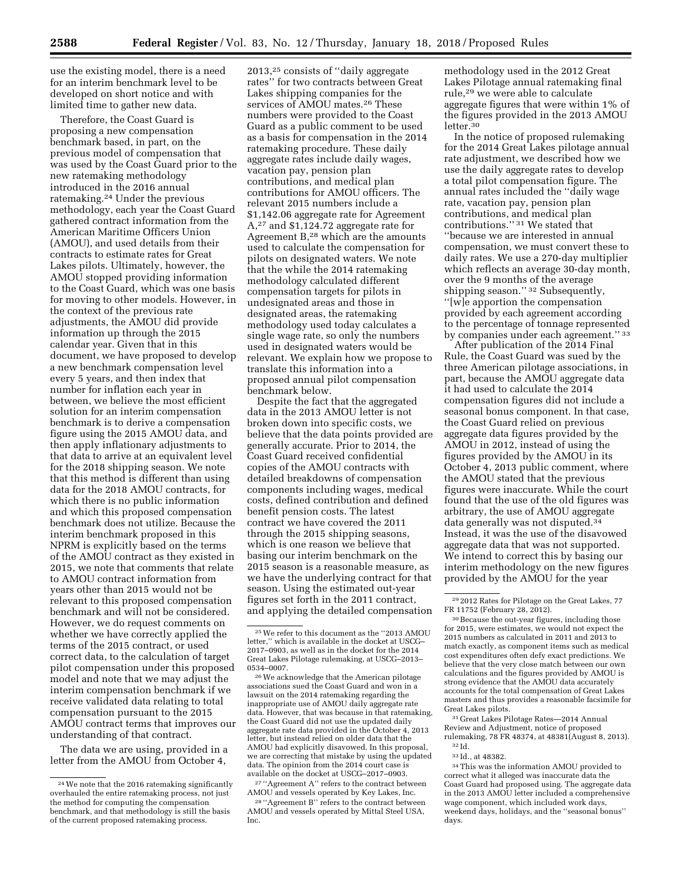use the existing model, there is a need for an interim benchmark level to be developed on short notice and with limited time to gather new data.

Therefore, the Coast Guard is proposing a new compensation benchmark based, in part, on the previous model of compensation that was used by the Coast Guard prior to the new ratemaking methodology introduced in the 2016 annual ratemaking.[24] Under the previous methodology, each year the Coast Guard gathered contract information from the American Maritime Officers Union (AMOU), and used details from their contracts to estimate rates for Great Lakes pilots. Ultimately, however, the AMOU stopped providing information to the Coast Guard, which was one basis for moving to other models. However, in the context of the previous rate adjustments, the AMOU did provide information up through the 2015 calendar year. Given that in this document, we have proposed to develop a new benchmark compensation level every 5 years, and then index that number for inflation each year in between, we believe the most efficient solution for an interim compensation benchmark is to derive a compensation figure using the 2015 AMOU data, and then apply inflationary adjustments to that data to arrive at an equivalent level for the 2018 shipping season. We note that this method is different than using data for the 2018 AMOU contracts, for which there is no public information and which this proposed compensation benchmark does not utilize. Because the interim benchmark proposed in this NPRM is explicitly based on the terms of the AMOU contract as they existed in 2015, we note that comments that relate to AMOU contract information from years other than 2015 would not be relevant to this proposed compensation benchmark and will not be considered. However, we do request comments on whether we have correctly applied the terms of the 2015 contract, or used correct data, to the calculation of target pilot compensation under this proposed model and note that we may adjust the interim compensation benchmark if we receive validated data relating to total compensation pursuant to the 2015 AMOU contract terms that improves our understanding of that contract.

The data we are using, provided in a letter from the AMOU from October 4, 2013,[25] consists of "daily aggregate rates" for two contracts between Great Lakes shipping companies for the services of AMOU mates.[26] These numbers were provided to the Coast Guard as a public comment to be used as a basis for compensation in the 2014 ratemaking procedure. These daily aggregate rates include daily wages, vacation pay, pension plan contributions, and medical plan contributions for AMOU officers. The relevant 2015 numbers include a $1,142.06 aggregate rate for Agreement A,[27] and $1,124.72 aggregate rate for Agreement B,[28] which are the amounts used to calculate the compensation for pilots on designated waters. We note that the while the 2014 ratemaking methodology calculated different compensation targets for pilots in undesignated areas and those in designated areas, the ratemaking methodology used today calculates a single wage rate, so only the numbers used in designated waters would be relevant. We explain how we propose to translate this information into a proposed annual pilot compensation benchmark below.

Despite the fact that the aggregated data in the 2013 AMOU letter is not broken down into specific costs, we believe that the data points provided are generally accurate. Prior to 2014, the Coast Guard received confidential copies of the AMOU contracts with detailed breakdowns of compensation components including wages, medical costs, defined contribution and defined benefit pension costs. The latest contract we have covered the 2011 through the 2015 shipping seasons, which is one reason we believe that basing our interim benchmark on the 2015 season is a reasonable measure, as we have the underlying contract for that season. Using the estimated out-year figures set forth in the 2011 contract, and applying the detailed compensation methodology used in the 2012 Great Lakes Pilotage annual ratemaking final rule,[29] we were able to calculate aggregate figures that were within 1% of the figures provided in the 2013 AMOU letter.[30]

In the notice of proposed rulemaking for the 2014 Great Lakes pilotage annual rate adjustment, we described how we use the daily aggregate rates to develop a total pilot compensation figure. The annual rates included the "daily wage rate, vacation pay, pension plan contributions, and medical plan contributions." [31] We stated that "because we are interested in annual compensation, we must convert these to daily rates. We use a 270-day multiplier which reflects an average 30-day month, over the 9 months of the average shipping season." [32] Subsequently, "[w]e apportion the compensation provided by each agreement according to the percentage of tonnage represented by companies under each agreement." [33]

After publication of the 2014 Final Rule, the Coast Guard was sued by the three American pilotage associations, in part, because the AMOU aggregate data it had used to calculate the 2014 compensation figures did not include a seasonal bonus component. In that case, the Coast Guard relied on previous aggregate data figures provided by the AMOU in 2012, instead of using the figures provided by the AMOU in its October 4, 2013 public comment, where the AMOU stated that the previous figures were inaccurate. While the court found that the use of the old figures was arbitrary, the use of AMOU aggregate data generally was not disputed.[34] Instead, it was the use of the disavowed aggregate data that was not supported. We intend to correct this by basing our interim methodology on the new figures provided by the AMOU for the year

---

[24] We note that the 2016 ratemaking significantly overhauled the entire ratemaking process, not just the method for computing the compensation benchmark, and that methodology is still the basis of the current proposed ratemaking process.

[25] We refer to this document as the "2013 AMOU letter," which is available in the docket at USCG–2017–0903, as well as in the docket for the 2014 Great Lakes Pilotage rulemaking, at USCG–2013–0534–0007.

[26] We acknowledge that the American pilotage associations sued the Coast Guard and won in a lawsuit on the 2014 ratemaking regarding the inappropriate use of AMOU daily aggregate rate data. However, that was because in that ratemaking, the Coast Guard did not use the updated daily aggregate rate data provided in the October 4, 2013 letter, but instead relied on older data that the AMOU had explicitly disavowed. In this proposal, we are correcting that mistake by using the updated data. The opinion from the 2014 court case is available on the docket at USCG–2017–0903.

[27] "Agreement A" refers to the contract between AMOU and vessels operated by Key Lakes, Inc.

[28] "Agreement B" refers to the contract between AMOU and vessels operated by Mittal Steel USA, Inc.

[29] 2012 Rates for Pilotage on the Great Lakes, 77 FR 11752 (February 28, 2012).

[30] Because the out-year figures, including those for 2015, were estimates, we would not expect the 2015 numbers as calculated in 2011 and 2013 to match exactly, as component items such as medical cost expenditures often defy exact predictions. We believe that the very close match between our own calculations and the figures provided by AMOU is strong evidence that the AMOU data accurately accounts for the total compensation of Great Lakes masters and thus provides a reasonable facsimile for Great Lakes pilots.

[31] Great Lakes Pilotage Rates—2014 Annual Review and Adjustment, notice of proposed rulemaking, 78 FR 48374, at 48381(August 8, 2013).

[32] Id.

[33] Id., at 48382.

[34] This was the information AMOU provided to correct what it alleged was inaccurate data the Coast Guard had proposed using. The aggregate data in the 2013 AMOU letter included a comprehensive wage component, which included work days, weekend days, holidays, and the "seasonal bonus" days.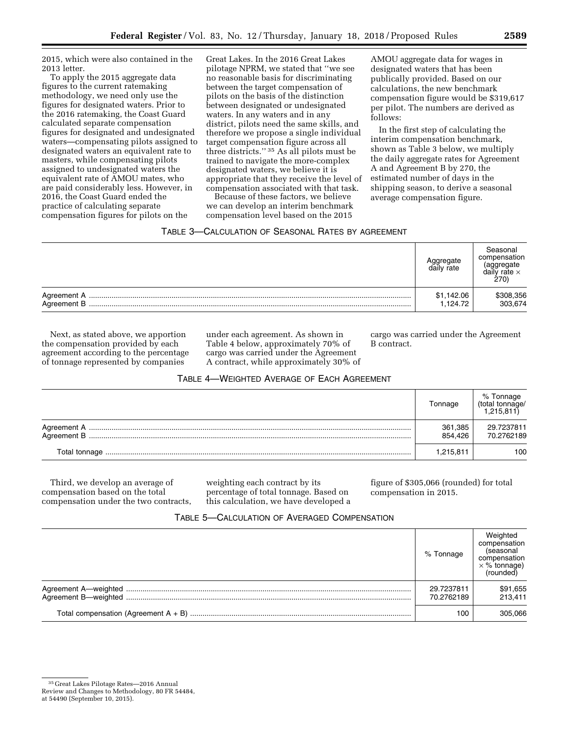2015, which were also contained in the 2013 letter.

To apply the 2015 aggregate data figures to the current ratemaking methodology, we need only use the figures for designated waters. Prior to the 2016 ratemaking, the Coast Guard calculated separate compensation figures for designated and undesignated waters—compensating pilots assigned to designated waters an equivalent rate to masters, while compensating pilots assigned to undesignated waters the equivalent rate of AMOU mates, who are paid considerably less. However, in 2016, the Coast Guard ended the practice of calculating separate compensation figures for pilots on the Great Lakes. In the 2016 Great Lakes pilotage NPRM, we stated that "we see no reasonable basis for discriminating between the target compensation of pilots on the basis of the distinction between designated or undesignated waters. In any waters and in any district, pilots need the same skills, and therefore we propose a single individual target compensation figure across all three districts."[35] As all pilots must be trained to navigate the more-complex designated waters, we believe it is appropriate that they receive the level of compensation associated with that task.

Because of these factors, we believe we can develop an interim benchmark compensation level based on the 2015 AMOU aggregate data for wages in designated waters that has been publically provided. Based on our calculations, the new benchmark compensation figure would be $319,617 per pilot. The numbers are derived as follows:

In the first step of calculating the interim compensation benchmark, shown as Table 3 below, we multiply the daily aggregate rates for Agreement A and Agreement B by 270, the estimated number of days in the shipping season, to derive a seasonal average compensation figure.

TABLE 3—CALCULATION OF SEASONAL RATES BY AGREEMENT

| | Aggregate daily rate | Seasonal compensation (aggregate daily rate × 270) |
|---|---|---|
| Agreement A | $1,142.06 | $308,356 |
| Agreement B | 1,124.72 | 303,674 |

Next, as stated above, we apportion the compensation provided by each agreement according to the percentage of tonnage represented by companies under each agreement. As shown in Table 4 below, approximately 70% of cargo was carried under the Agreement A contract, while approximately 30% of cargo was carried under the Agreement B contract.

TABLE 4—WEIGHTED AVERAGE OF EACH AGREEMENT

| | Tonnage | % Tonnage (total tonnage/ 1,215,811) |
|---|---|---|
| Agreement A | 361,385 | 29.7237811 |
| Agreement B | 854,426 | 70.2762189 |
| Total tonnage | 1,215,811 | 100 |

Third, we develop an average of compensation based on the total compensation under the two contracts, weighting each contract by its percentage of total tonnage. Based on this calculation, we have developed a figure of $305,066 (rounded) for total compensation in 2015.

TABLE 5—CALCULATION OF AVERAGED COMPENSATION

| | % Tonnage | Weighted compensation (seasonal compensation × % tonnage) (rounded) |
|---|---|---|
| Agreement A—weighted | 29.7237811 | $91,655 |
| Agreement B—weighted | 70.2762189 | 213,411 |
| Total compensation (Agreement A + B) | 100 | 305,066 |

[35] Great Lakes Pilotage Rates—2016 Annual Review and Changes to Methodology, 80 FR 54484, at 54490 (September 10, 2015).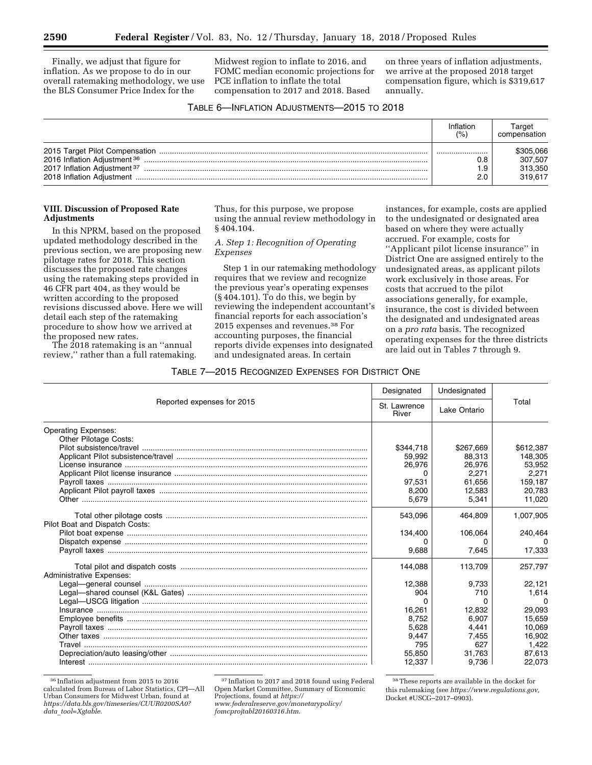Finally, we adjust that figure for inflation. As we propose to do in our overall ratemaking methodology, we use the BLS Consumer Price Index for the Midwest region to inflate to 2016, and FOMC median economic projections for PCE inflation to inflate the total compensation to 2017 and 2018. Based on three years of inflation adjustments, we arrive at the proposed 2018 target compensation figure, which is $319,617 annually.

TABLE 6—INFLATION ADJUSTMENTS—2015 TO 2018

| | Inflation (%) | Target compensation |
|---|---|---|
| 2015 Target Pilot Compensation | | $305,066 |
| 2016 Inflation Adjustment[36] | 0.8 | 307,507 |
| 2017 Inflation Adjustment[37] | 1.9 | 313,350 |
| 2018 Inflation Adjustment | 2.0 | 319,617 |

## VIII. Discussion of Proposed Rate Adjustments

In this NPRM, based on the proposed updated methodology described in the previous section, we are proposing new pilotage rates for 2018. This section discusses the proposed rate changes using the ratemaking steps provided in 46 CFR part 404, as they would be written according to the proposed revisions discussed above. Here we will detail each step of the ratemaking procedure to show how we arrived at the proposed new rates.

The 2018 ratemaking is an ''annual review,'' rather than a full ratemaking. Thus, for this purpose, we propose using the annual review methodology in § 404.104.

### *A. Step 1: Recognition of Operating Expenses*

Step 1 in our ratemaking methodology requires that we review and recognize the previous year's operating expenses (§ 404.101). To do this, we begin by reviewing the independent accountant's financial reports for each association's 2015 expenses and revenues.[38] For accounting purposes, the financial reports divide expenses into designated and undesignated areas. In certain instances, for example, costs are applied to the undesignated or designated area based on where they were actually accrued. For example, costs for ''Applicant pilot license insurance'' in District One are assigned entirely to the undesignated areas, as applicant pilots work exclusively in those areas. For costs that accrued to the pilot associations generally, for example, insurance, the cost is divided between the designated and undesignated areas on a *pro rata* basis. The recognized operating expenses for the three districts are laid out in Tables 7 through 9.

TABLE 7—2015 RECOGNIZED EXPENSES FOR DISTRICT ONE

| Reported expenses for 2015 | Designated | Undesignated | Total |
|---|---|---|---|
| | St. Lawrence River | Lake Ontario | |
| Operating Expenses: | | | |
| Other Pilotage Costs: | | | |
| Pilot subsistence/travel | $344,718 | $267,669 | $612,387 |
| Applicant Pilot subsistence/travel | 59,992 | 88,313 | 148,305 |
| License insurance | 26,976 | 26,976 | 53,952 |
| Applicant Pilot license insurance | 0 | 2,271 | 2,271 |
| Payroll taxes | 97,531 | 61,656 | 159,187 |
| Applicant Pilot payroll taxes | 8,200 | 12,583 | 20,783 |
| Other | 5,679 | 5,341 | 11,020 |
| Total other pilotage costs | 543,096 | 464,809 | 1,007,905 |
| Pilot Boat and Dispatch Costs: | | | |
| Pilot boat expense | 134,400 | 106,064 | 240,464 |
| Dispatch expense | 0 | 0 | 0 |
| Payroll taxes | 9,688 | 7,645 | 17,333 |
| Total pilot and dispatch costs | 144,088 | 113,709 | 257,797 |
| Administrative Expenses: | | | |
| Legal—general counsel | 12,388 | 9,733 | 22,121 |
| Legal—shared counsel (K&L Gates) | 904 | 710 | 1,614 |
| Legal—USCG litigation | 0 | 0 | 0 |
| Insurance | 16,261 | 12,832 | 29,093 |
| Employee benefits | 8,752 | 6,907 | 15,659 |
| Payroll taxes | 5,628 | 4,441 | 10,069 |
| Other taxes | 9,447 | 7,455 | 16,902 |
| Travel | 795 | 627 | 1,422 |
| Depreciation/auto leasing/other | 55,850 | 31,763 | 87,613 |
| Interest | 12,337 | 9,736 | 22,073 |

[36] Inflation adjustment from 2015 to 2016 calculated from Bureau of Labor Statistics, CPI—All Urban Consumers for Midwest Urban, found at *https://data.bls.gov/timeseries/CUUR0200SA0?data_tool=Xgtable.*

[37] Inflation to 2017 and 2018 found using Federal Open Market Committee, Summary of Economic Projections, found at *https://www.federalreserve.gov/monetarypolicy/fomcprojtabl20160316.htm.*

[38] These reports are available in the docket for this rulemaking (see *https://www.regulations.gov,* Docket #USCG–2017–0903).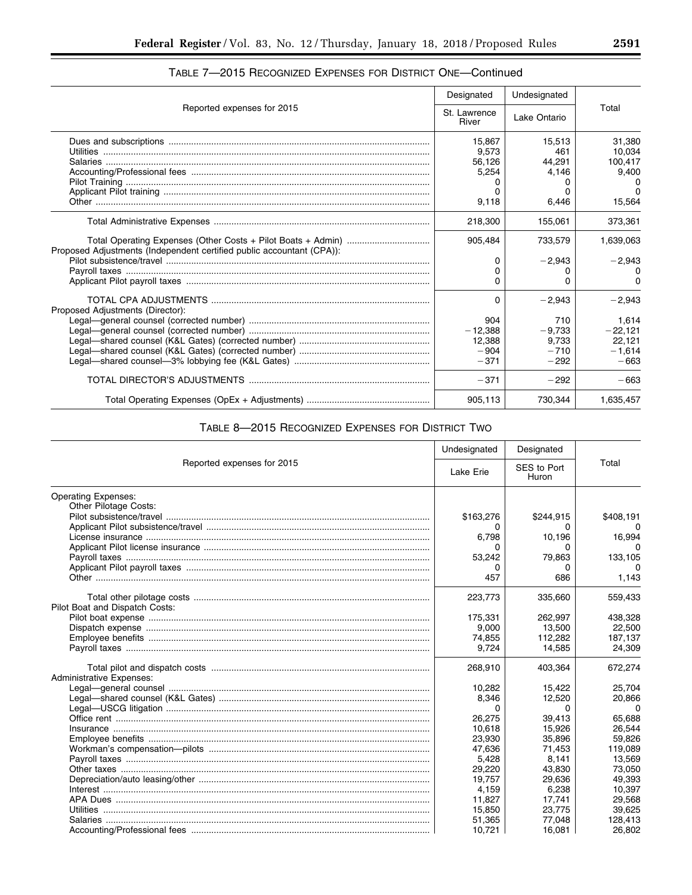### TABLE 7—2015 RECOGNIZED EXPENSES FOR DISTRICT ONE—Continued

| Reported expenses for 2015 | Designated | Undesignated | Total |
|---|---|---|---|
| | St. Lawrence River | Lake Ontario | |
| Dues and subscriptions | 15,867 | 15,513 | 31,380 |
| Utilities | 9,573 | 461 | 10,034 |
| Salaries | 56,126 | 44,291 | 100,417 |
| Accounting/Professional fees | 5,254 | 4,146 | 9,400 |
| Pilot Training | 0 | 0 | 0 |
| Applicant Pilot training | 0 | 0 | 0 |
| Other | 9,118 | 6,446 | 15,564 |
| Total Administrative Expenses | 218,300 | 155,061 | 373,361 |
| Total Operating Expenses (Other Costs + Pilot Boats + Admin) | 905,484 | 733,579 | 1,639,063 |
| Proposed Adjustments (Independent certified public accountant (CPA)): | | | |
| Pilot subsistence/travel | 0 | −2,943 | −2,943 |
| Payroll taxes | 0 | 0 | 0 |
| Applicant Pilot payroll taxes | 0 | 0 | 0 |
| TOTAL CPA ADJUSTMENTS | 0 | −2,943 | −2,943 |
| Proposed Adjustments (Director): | | | |
| Legal—general counsel (corrected number) | 904 | 710 | 1,614 |
| Legal—general counsel (corrected number) | −12,388 | −9,733 | −22,121 |
| Legal—shared counsel (K&L Gates) (corrected number) | 12,388 | 9,733 | 22,121 |
| Legal—shared counsel (K&L Gates) (corrected number) | −904 | −710 | −1,614 |
| Legal—shared counsel—3% lobbying fee (K&L Gates) | −371 | −292 | −663 |
| TOTAL DIRECTOR'S ADJUSTMENTS | −371 | −292 | −663 |
| Total Operating Expenses (OpEx + Adjustments) | 905,113 | 730,344 | 1,635,457 |

### TABLE 8—2015 RECOGNIZED EXPENSES FOR DISTRICT TWO

| Reported expenses for 2015 | Undesignated | Designated | Total |
|---|---|---|---|
| | Lake Erie | SES to Port Huron | |
| Operating Expenses: | | | |
| Other Pilotage Costs: | | | |
| Pilot subsistence/travel | $163,276 | $244,915 | $408,191 |
| Applicant Pilot subsistence/travel | 0 | 0 | 0 |
| License insurance | 6,798 | 10,196 | 16,994 |
| Applicant Pilot license insurance | 0 | 0 | 0 |
| Payroll taxes | 53,242 | 79,863 | 133,105 |
| Applicant Pilot payroll taxes | 0 | 0 | 0 |
| Other | 457 | 686 | 1,143 |
| Total other pilotage costs | 223,773 | 335,660 | 559,433 |
| Pilot Boat and Dispatch Costs: | | | |
| Pilot boat expense | 175,331 | 262,997 | 438,328 |
| Dispatch expense | 9,000 | 13,500 | 22,500 |
| Employee benefits | 74,855 | 112,282 | 187,137 |
| Payroll taxes | 9,724 | 14,585 | 24,309 |
| Total pilot and dispatch costs | 268,910 | 403,364 | 672,274 |
| Administrative Expenses: | | | |
| Legal—general counsel | 10,282 | 15,422 | 25,704 |
| Legal—shared counsel (K&L Gates) | 8,346 | 12,520 | 20,866 |
| Legal—USCG litigation | 0 | 0 | 0 |
| Office rent | 26,275 | 39,413 | 65,688 |
| Insurance | 10,618 | 15,926 | 26,544 |
| Employee benefits | 23,930 | 35,896 | 59,826 |
| Workman's compensation—pilots | 47,636 | 71,453 | 119,089 |
| Payroll taxes | 5,428 | 8,141 | 13,569 |
| Other taxes | 29,220 | 43,830 | 73,050 |
| Depreciation/auto leasing/other | 19,757 | 29,636 | 49,393 |
| Interest | 4,159 | 6,238 | 10,397 |
| APA Dues | 11,827 | 17,741 | 29,568 |
| Utilities | 15,850 | 23,775 | 39,625 |
| Salaries | 51,365 | 77,048 | 128,413 |
| Accounting/Professional fees | 10,721 | 16,081 | 26,802 |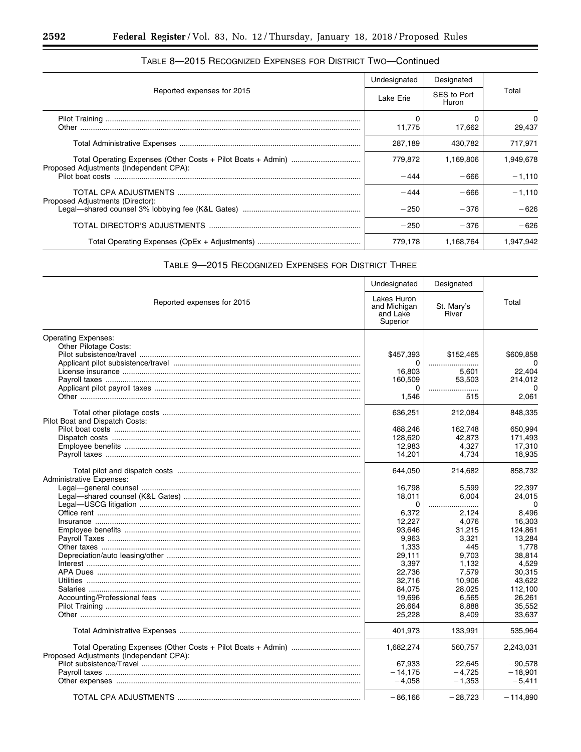## Table 8—2015 Recognized Expenses for District Two—Continued

| Reported expenses for 2015 | Undesignated | Designated | Total |
|---|---|---|---|
| | Lake Erie | SES to Port Huron | |
| Pilot Training | 0 | 0 | 0 |
| Other | 11,775 | 17,662 | 29,437 |
| Total Administrative Expenses | 287,189 | 430,782 | 717,971 |
| Total Operating Expenses (Other Costs + Pilot Boats + Admin) | 779,872 | 1,169,806 | 1,949,678 |
| Proposed Adjustments (Independent CPA): | | | |
| Pilot boat costs | −444 | −666 | −1,110 |
| TOTAL CPA ADJUSTMENTS | −444 | −666 | −1,110 |
| Proposed Adjustments (Director): | | | |
| Legal—shared counsel 3% lobbying fee (K&L Gates) | −250 | −376 | −626 |
| TOTAL DIRECTOR'S ADJUSTMENTS | −250 | −376 | −626 |
| Total Operating Expenses (OpEx + Adjustments) | 779,178 | 1,168,764 | 1,947,942 |

## Table 9—2015 Recognized Expenses for District Three

| Reported expenses for 2015 | Undesignated | Designated | Total |
|---|---|---|---|
| | Lakes Huron and Michigan and Lake Superior | St. Mary's River | |
| Operating Expenses: | | | |
| Other Pilotage Costs: | | | |
| Pilot subsistence/travel | $457,393 | $152,465 | $609,858 |
| Applicant pilot subsistence/travel | 0 | | 0 |
| License insurance | 16,803 | 5,601 | 22,404 |
| Payroll taxes | 160,509 | 53,503 | 214,012 |
| Applicant pilot payroll taxes | 0 | | 0 |
| Other | 1,546 | 515 | 2,061 |
| Total other pilotage costs | 636,251 | 212,084 | 848,335 |
| Pilot Boat and Dispatch Costs: | | | |
| Pilot boat costs | 488,246 | 162,748 | 650,994 |
| Dispatch costs | 128,620 | 42,873 | 171,493 |
| Employee benefits | 12,983 | 4,327 | 17,310 |
| Payroll taxes | 14,201 | 4,734 | 18,935 |
| Total pilot and dispatch costs | 644,050 | 214,682 | 858,732 |
| Administrative Expenses: | | | |
| Legal—general counsel | 16,798 | 5,599 | 22,397 |
| Legal—shared counsel (K&L Gates) | 18,011 | 6,004 | 24,015 |
| Legal—USCG litigation | 0 | | 0 |
| Office rent | 6,372 | 2,124 | 8,496 |
| Insurance | 12,227 | 4,076 | 16,303 |
| Employee benefits | 93,646 | 31,215 | 124,861 |
| Payroll Taxes | 9,963 | 3,321 | 13,284 |
| Other taxes | 1,333 | 445 | 1,778 |
| Depreciation/auto leasing/other | 29,111 | 9,703 | 38,814 |
| Interest | 3,397 | 1,132 | 4,529 |
| APA Dues | 22,736 | 7,579 | 30,315 |
| Utilities | 32,716 | 10,906 | 43,622 |
| Salaries | 84,075 | 28,025 | 112,100 |
| Accounting/Professional fees | 19,696 | 6,565 | 26,261 |
| Pilot Training | 26,664 | 8,888 | 35,552 |
| Other | 25,228 | 8,409 | 33,637 |
| Total Administrative Expenses | 401,973 | 133,991 | 535,964 |
| Total Operating Expenses (Other Costs + Pilot Boats + Admin) | 1,682,274 | 560,757 | 2,243,031 |
| Proposed Adjustments (Independent CPA): | | | |
| Pilot subsistence/Travel | −67,933 | −22,645 | −90,578 |
| Payroll taxes | −14,175 | −4,725 | −18,901 |
| Other expenses | −4,058 | −1,353 | −5,411 |
| TOTAL CPA ADJUSTMENTS | −86,166 | −28,723 | −114,890 |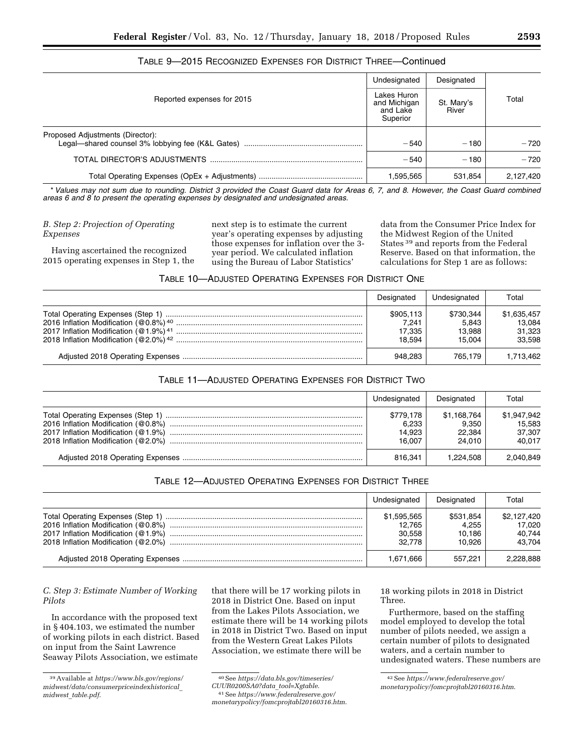TABLE 9—2015 RECOGNIZED EXPENSES FOR DISTRICT THREE—Continued

| Reported expenses for 2015 | Undesignated | Designated | Total |
|---|---|---|---|
| | Lakes Huron and Michigan and Lake Superior | St. Mary's River | |
| Proposed Adjustments (Director): | | | |
| Legal—shared counsel 3% lobbying fee (K&L Gates) | −540 | −180 | −720 |
| TOTAL DIRECTOR'S ADJUSTMENTS | −540 | −180 | −720 |
| Total Operating Expenses (OpEx + Adjustments) | 1,595,565 | 531,854 | 2,127,420 |

*\* Values may not sum due to rounding. District 3 provided the Coast Guard data for Areas 6, 7, and 8. However, the Coast Guard combined areas 6 and 8 to present the operating expenses by designated and undesignated areas.*

### *B. Step 2: Projection of Operating Expenses*

Having ascertained the recognized 2015 operating expenses in Step 1, the next step is to estimate the current year's operating expenses by adjusting those expenses for inflation over the 3-year period. We calculated inflation using the Bureau of Labor Statistics' data from the Consumer Price Index for the Midwest Region of the United States [39] and reports from the Federal Reserve. Based on that information, the calculations for Step 1 are as follows:

TABLE 10—ADJUSTED OPERATING EXPENSES FOR DISTRICT ONE

| | Designated | Undesignated | Total |
|---|---|---|---|
| Total Operating Expenses (Step 1) | $905,113 | $730,344 | $1,635,457 |
| 2016 Inflation Modification (@0.8%) [40] | 7,241 | 5,843 | 13,084 |
| 2017 Inflation Modification (@1.9%) [41] | 17,335 | 13,988 | 31,323 |
| 2018 Inflation Modification (@2.0%) [42] | 18,594 | 15,004 | 33,598 |
| Adjusted 2018 Operating Expenses | 948,283 | 765,179 | 1,713,462 |

TABLE 11—ADJUSTED OPERATING EXPENSES FOR DISTRICT TWO

| | Undesignated | Designated | Total |
|---|---|---|---|
| Total Operating Expenses (Step 1) | $779,178 | $1,168,764 | $1,947,942 |
| 2016 Inflation Modification (@0.8%) | 6,233 | 9,350 | 15,583 |
| 2017 Inflation Modification (@1.9%) | 14,923 | 22,384 | 37,307 |
| 2018 Inflation Modification (@2.0%) | 16,007 | 24,010 | 40,017 |
| Adjusted 2018 Operating Expenses | 816,341 | 1,224,508 | 2,040,849 |

TABLE 12—ADJUSTED OPERATING EXPENSES FOR DISTRICT THREE

| | Undesignated | Designated | Total |
|---|---|---|---|
| Total Operating Expenses (Step 1) | $1,595,565 | $531,854 | $2,127,420 |
| 2016 Inflation Modification (@0.8%) | 12,765 | 4,255 | 17,020 |
| 2017 Inflation Modification (@1.9%) | 30,558 | 10,186 | 40,744 |
| 2018 Inflation Modification (@2.0%) | 32,778 | 10,926 | 43,704 |
| Adjusted 2018 Operating Expenses | 1,671,666 | 557,221 | 2,228,888 |

### *C. Step 3: Estimate Number of Working Pilots*

In accordance with the proposed text in § 404.103, we estimated the number of working pilots in each district. Based on input from the Saint Lawrence Seaway Pilots Association, we estimate that there will be 17 working pilots in 2018 in District One. Based on input from the Lakes Pilots Association, we estimate there will be 14 working pilots in 2018 in District Two. Based on input from the Western Great Lakes Pilots Association, we estimate there will be 18 working pilots in 2018 in District Three.

Furthermore, based on the staffing model employed to develop the total number of pilots needed, we assign a certain number of pilots to designated waters, and a certain number to undesignated waters. These numbers are

[39] Available at *https://www.bls.gov/regions/midwest/data/consumerpriceindexhistorical_midwest_table.pdf*.

[40] See *https://data.bls.gov/timeseries/CUUR0200SA0?data_tool=Xgtable*.

[41] See *https://www.federalreserve.gov/monetarypolicy/fomcprojtabl20160316.htm*.

[42] See *https://www.federalreserve.gov/monetarypolicy/fomcprojtabl20160316.htm*.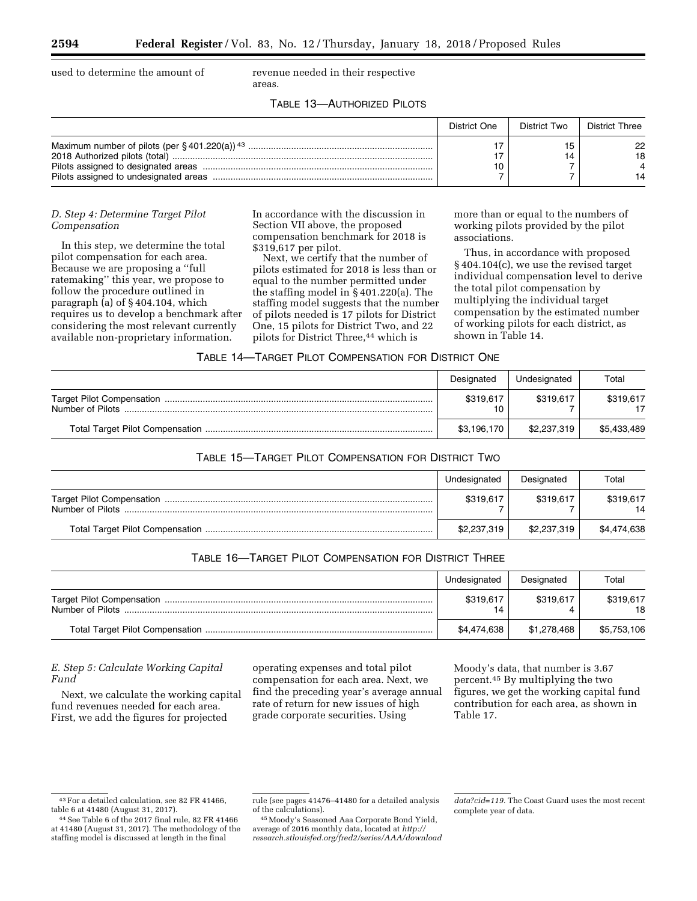used to determine the amount of revenue needed in their respective areas.

TABLE 13—AUTHORIZED PILOTS

| | District One | District Two | District Three |
|---|---|---|---|
| Maximum number of pilots (per § 401.220(a)) [43] | 17 | 15 | 22 |
| 2018 Authorized pilots (total) | 17 | 14 | 18 |
| Pilots assigned to designated areas | 10 | 7 | 4 |
| Pilots assigned to undesignated areas | 7 | 7 | 14 |

*D. Step 4: Determine Target Pilot Compensation*

In this step, we determine the total pilot compensation for each area. Because we are proposing a ''full ratemaking'' this year, we propose to follow the procedure outlined in paragraph (a) of § 404.104, which requires us to develop a benchmark after considering the most relevant currently available non-proprietary information. In accordance with the discussion in Section VII above, the proposed compensation benchmark for 2018 is $319,617 per pilot.

Next, we certify that the number of pilots estimated for 2018 is less than or equal to the number permitted under the staffing model in § 401.220(a). The staffing model suggests that the number of pilots needed is 17 pilots for District One, 15 pilots for District Two, and 22 pilots for District Three,[44] which is more than or equal to the numbers of working pilots provided by the pilot associations.

Thus, in accordance with proposed § 404.104(c), we use the revised target individual compensation level to derive the total pilot compensation by multiplying the individual target compensation by the estimated number of working pilots for each district, as shown in Table 14.

TABLE 14—TARGET PILOT COMPENSATION FOR DISTRICT ONE

| | Designated | Undesignated | Total |
|---|---|---|---|
| Target Pilot Compensation | $319,617 | $319,617 | $319,617 |
| Number of Pilots | 10 | 7 | 17 |
| Total Target Pilot Compensation | $3,196,170 | $2,237,319 | $5,433,489 |

TABLE 15—TARGET PILOT COMPENSATION FOR DISTRICT TWO

| | Undesignated | Designated | Total |
|---|---|---|---|
| Target Pilot Compensation | $319,617 | $319,617 | $319,617 |
| Number of Pilots | 7 | 7 | 14 |
| Total Target Pilot Compensation | $2,237,319 | $2,237,319 | $4,474,638 |

TABLE 16—TARGET PILOT COMPENSATION FOR DISTRICT THREE

| | Undesignated | Designated | Total |
|---|---|---|---|
| Target Pilot Compensation | $319,617 | $319,617 | $319,617 |
| Number of Pilots | 14 | 4 | 18 |
| Total Target Pilot Compensation | $4,474,638 | $1,278,468 | $5,753,106 |

*E. Step 5: Calculate Working Capital Fund*

Next, we calculate the working capital fund revenues needed for each area. First, we add the figures for projected operating expenses and total pilot compensation for each area. Next, we find the preceding year's average annual rate of return for new issues of high grade corporate securities. Using Moody's data, that number is 3.67 percent.[45] By multiplying the two figures, we get the working capital fund contribution for each area, as shown in Table 17.

---

[43] For a detailed calculation, see 82 FR 41466, table 6 at 41480 (August 31, 2017).

[44] See Table 6 of the 2017 final rule, 82 FR 41466 at 41480 (August 31, 2017). The methodology of the staffing model is discussed at length in the final rule (see pages 41476–41480 for a detailed analysis of the calculations).

[45] Moody's Seasoned Aaa Corporate Bond Yield, average of 2016 monthly data, located at *http://research.stlouisfed.org/fred2/series/AAA/downloaddata?cid=119*. The Coast Guard uses the most recent complete year of data.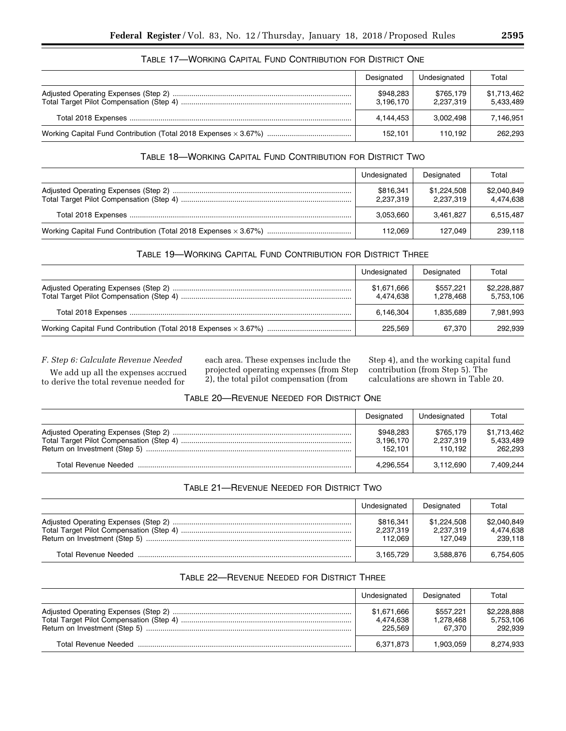### TABLE 17—WORKING CAPITAL FUND CONTRIBUTION FOR DISTRICT ONE

| | Designated | Undesignated | Total |
|---|---|---|---|
| Adjusted Operating Expenses (Step 2) | \$948,283 | \$765,179 | \$1,713,462 |
| Total Target Pilot Compensation (Step 4) | 3,196,170 | 2,237,319 | 5,433,489 |
| Total 2018 Expenses | 4,144,453 | 3,002,498 | 7,146,951 |
| Working Capital Fund Contribution (Total 2018 Expenses × 3.67%) | 152,101 | 110,192 | 262,293 |

### TABLE 18—WORKING CAPITAL FUND CONTRIBUTION FOR DISTRICT TWO

| | Undesignated | Designated | Total |
|---|---|---|---|
| Adjusted Operating Expenses (Step 2) | \$816,341 | \$1,224,508 | \$2,040,849 |
| Total Target Pilot Compensation (Step 4) | 2,237,319 | 2,237,319 | 4,474,638 |
| Total 2018 Expenses | 3,053,660 | 3,461,827 | 6,515,487 |
| Working Capital Fund Contribution (Total 2018 Expenses × 3.67%) | 112,069 | 127,049 | 239,118 |

### TABLE 19—WORKING CAPITAL FUND CONTRIBUTION FOR DISTRICT THREE

| | Undesignated | Designated | Total |
|---|---|---|---|
| Adjusted Operating Expenses (Step 2) | \$1,671,666 | \$557,221 | \$2,228,887 |
| Total Target Pilot Compensation (Step 4) | 4,474,638 | 1,278,468 | 5,753,106 |
| Total 2018 Expenses | 6,146,304 | 1,835,689 | 7,981,993 |
| Working Capital Fund Contribution (Total 2018 Expenses × 3.67%) | 225,569 | 67,370 | 292,939 |

*F. Step 6: Calculate Revenue Needed*

We add up all the expenses accrued to derive the total revenue needed for each area. These expenses include the projected operating expenses (from Step 2), the total pilot compensation (from Step 4), and the working capital fund contribution (from Step 5). The calculations are shown in Table 20.

### TABLE 20—REVENUE NEEDED FOR DISTRICT ONE

| | Designated | Undesignated | Total |
|---|---|---|---|
| Adjusted Operating Expenses (Step 2) | \$948,283 | \$765,179 | \$1,713,462 |
| Total Target Pilot Compensation (Step 4) | 3,196,170 | 2,237,319 | 5,433,489 |
| Return on Investment (Step 5) | 152,101 | 110,192 | 262,293 |
| Total Revenue Needed | 4,296,554 | 3,112,690 | 7,409,244 |

### TABLE 21—REVENUE NEEDED FOR DISTRICT TWO

| | Undesignated | Designated | Total |
|---|---|---|---|
| Adjusted Operating Expenses (Step 2) | \$816,341 | \$1,224,508 | \$2,040,849 |
| Total Target Pilot Compensation (Step 4) | 2,237,319 | 2,237,319 | 4,474,638 |
| Return on Investment (Step 5) | 112,069 | 127,049 | 239,118 |
| Total Revenue Needed | 3,165,729 | 3,588,876 | 6,754,605 |

### TABLE 22—REVENUE NEEDED FOR DISTRICT THREE

| | Undesignated | Designated | Total |
|---|---|---|---|
| Adjusted Operating Expenses (Step 2) | \$1,671,666 | \$557,221 | \$2,228,888 |
| Total Target Pilot Compensation (Step 4) | 4,474,638 | 1,278,468 | 5,753,106 |
| Return on Investment (Step 5) | 225,569 | 67,370 | 292,939 |
| Total Revenue Needed | 6,371,873 | 1,903,059 | 8,274,933 |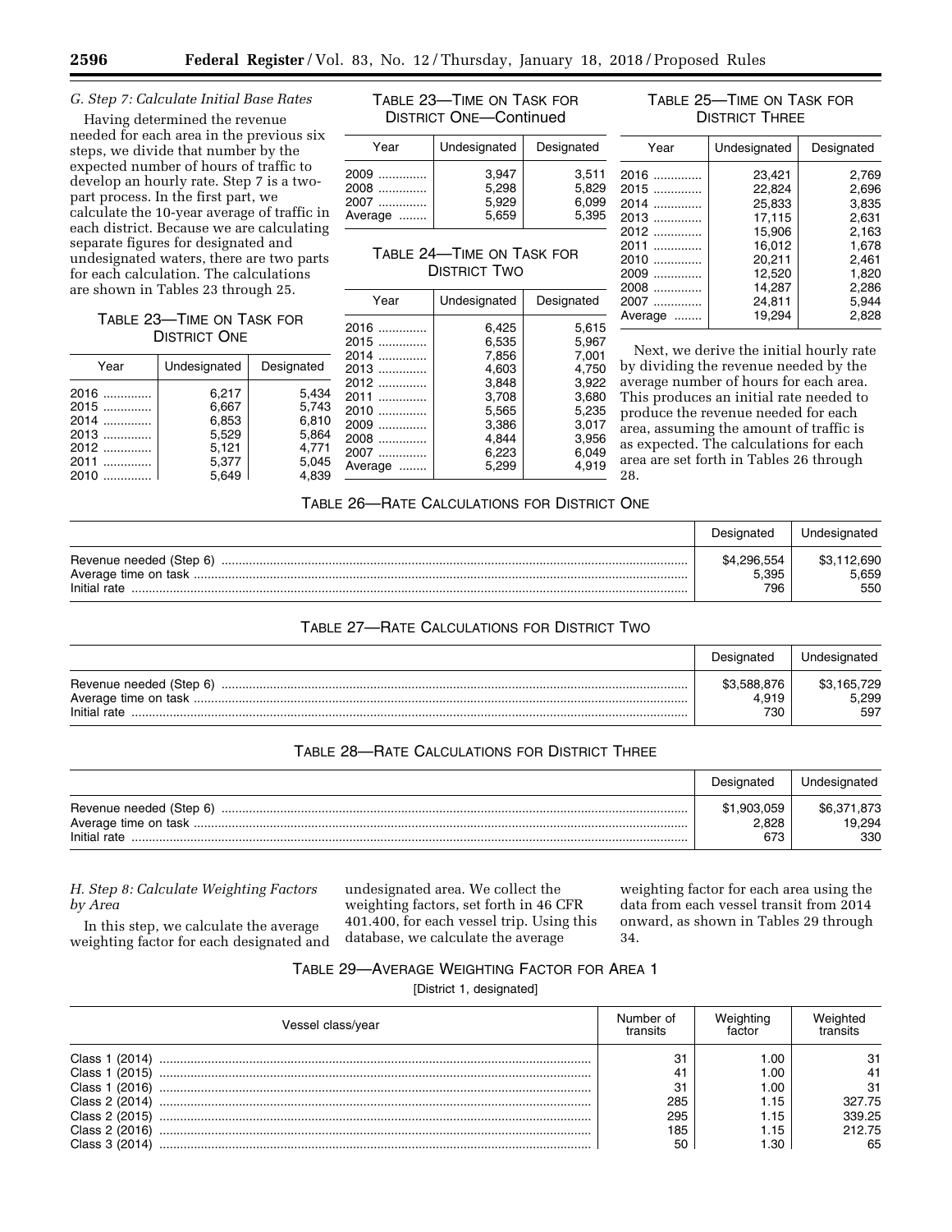*G. Step 7: Calculate Initial Base Rates*

Having determined the revenue needed for each area in the previous six steps, we divide that number by the expected number of hours of traffic to develop an hourly rate. Step 7 is a two-part process. In the first part, we calculate the 10-year average of traffic in each district. Because we are calculating separate figures for designated and undesignated waters, there are two parts for each calculation. The calculations are shown in Tables 23 through 25.

TABLE 23—TIME ON TASK FOR DISTRICT ONE

| Year | Undesignated | Designated |
|---|---|---|
| 2016 | 6,217 | 5,434 |
| 2015 | 6,667 | 5,743 |
| 2014 | 6,853 | 6,810 |
| 2013 | 5,529 | 5,864 |
| 2012 | 5,121 | 4,771 |
| 2011 | 5,377 | 5,045 |
| 2010 | 5,649 | 4,839 |
| 2009 | 3,947 | 3,511 |
| 2008 | 5,298 | 5,829 |
| 2007 | 5,929 | 6,099 |
| Average | 5,659 | 5,395 |

TABLE 24—TIME ON TASK FOR DISTRICT TWO

| Year | Undesignated | Designated |
|---|---|---|
| 2016 | 6,425 | 5,615 |
| 2015 | 6,535 | 5,967 |
| 2014 | 7,856 | 7,001 |
| 2013 | 4,603 | 4,750 |
| 2012 | 3,848 | 3,922 |
| 2011 | 3,708 | 3,680 |
| 2010 | 5,565 | 5,235 |
| 2009 | 3,386 | 3,017 |
| 2008 | 4,844 | 3,956 |
| 2007 | 6,223 | 6,049 |
| Average | 5,299 | 4,919 |

TABLE 25—TIME ON TASK FOR DISTRICT THREE

| Year | Undesignated | Designated |
|---|---|---|
| 2016 | 23,421 | 2,769 |
| 2015 | 22,824 | 2,696 |
| 2014 | 25,833 | 3,835 |
| 2013 | 17,115 | 2,631 |
| 2012 | 15,906 | 2,163 |
| 2011 | 16,012 | 1,678 |
| 2010 | 20,211 | 2,461 |
| 2009 | 12,520 | 1,820 |
| 2008 | 14,287 | 2,286 |
| 2007 | 24,811 | 5,944 |
| Average | 19,294 | 2,828 |

Next, we derive the initial hourly rate by dividing the revenue needed by the average number of hours for each area. This produces an initial rate needed to produce the revenue needed for each area, assuming the amount of traffic is as expected. The calculations for each area are set forth in Tables 26 through 28.

TABLE 26—RATE CALCULATIONS FOR DISTRICT ONE

| | Designated | Undesignated |
|---|---|---|
| Revenue needed (Step 6) | $4,296,554 | $3,112,690 |
| Average time on task | 5,395 | 5,659 |
| Initial rate | 796 | 550 |

TABLE 27—RATE CALCULATIONS FOR DISTRICT TWO

| | Designated | Undesignated |
|---|---|---|
| Revenue needed (Step 6) | $3,588,876 | $3,165,729 |
| Average time on task | 4,919 | 5,299 |
| Initial rate | 730 | 597 |

TABLE 28—RATE CALCULATIONS FOR DISTRICT THREE

| | Designated | Undesignated |
|---|---|---|
| Revenue needed (Step 6) | $1,903,059 | $6,371,873 |
| Average time on task | 2,828 | 19,294 |
| Initial rate | 673 | 330 |

*H. Step 8: Calculate Weighting Factors by Area*

In this step, we calculate the average weighting factor for each designated and undesignated area. We collect the weighting factors, set forth in 46 CFR 401.400, for each vessel trip. Using this database, we calculate the average weighting factor for each area using the data from each vessel transit from 2014 onward, as shown in Tables 29 through 34.

TABLE 29—AVERAGE WEIGHTING FACTOR FOR AREA 1

[District 1, designated]

| Vessel class/year | Number of transits | Weighting factor | Weighted transits |
|---|---|---|---|
| Class 1 (2014) | 31 | 1.00 | 31 |
| Class 1 (2015) | 41 | 1.00 | 41 |
| Class 1 (2016) | 31 | 1.00 | 31 |
| Class 2 (2014) | 285 | 1.15 | 327.75 |
| Class 2 (2015) | 295 | 1.15 | 339.25 |
| Class 2 (2016) | 185 | 1.15 | 212.75 |
| Class 3 (2014) | 50 | 1.30 | 65 |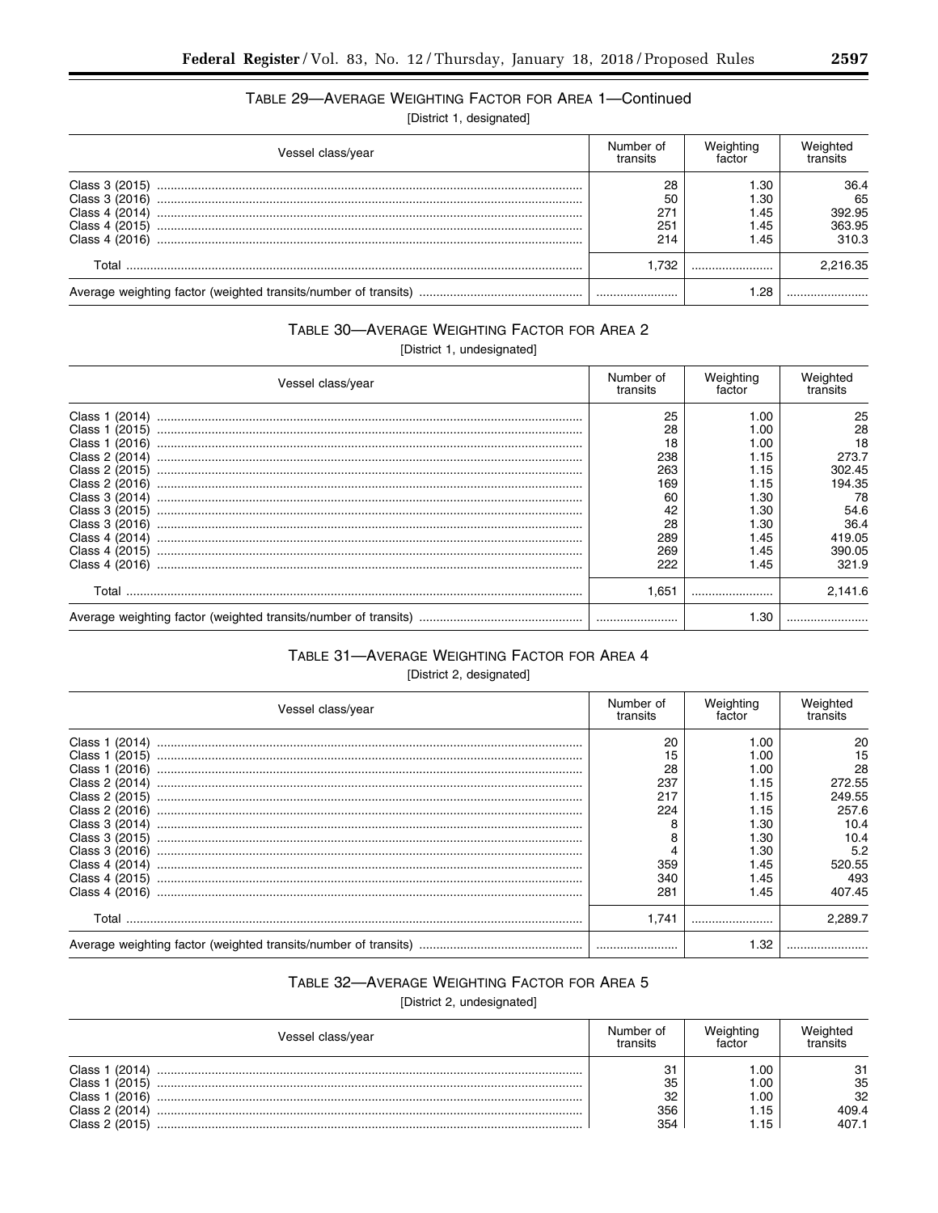### TABLE 29—AVERAGE WEIGHTING FACTOR FOR AREA 1—Continued

[District 1, designated]

| Vessel class/year | Number of transits | Weighting factor | Weighted transits |
|---|---|---|---|
| Class 3 (2015) | 28 | 1.30 | 36.4 |
| Class 3 (2016) | 50 | 1.30 | 65 |
| Class 4 (2014) | 271 | 1.45 | 392.95 |
| Class 4 (2015) | 251 | 1.45 | 363.95 |
| Class 4 (2016) | 214 | 1.45 | 310.3 |
| Total | 1,732 | | 2,216.35 |
| Average weighting factor (weighted transits/number of transits) | | 1.28 | |

### TABLE 30—AVERAGE WEIGHTING FACTOR FOR AREA 2

[District 1, undesignated]

| Vessel class/year | Number of transits | Weighting factor | Weighted transits |
|---|---|---|---|
| Class 1 (2014) | 25 | 1.00 | 25 |
| Class 1 (2015) | 28 | 1.00 | 28 |
| Class 1 (2016) | 18 | 1.00 | 18 |
| Class 2 (2014) | 238 | 1.15 | 273.7 |
| Class 2 (2015) | 263 | 1.15 | 302.45 |
| Class 2 (2016) | 169 | 1.15 | 194.35 |
| Class 3 (2014) | 60 | 1.30 | 78 |
| Class 3 (2015) | 42 | 1.30 | 54.6 |
| Class 3 (2016) | 28 | 1.30 | 36.4 |
| Class 4 (2014) | 289 | 1.45 | 419.05 |
| Class 4 (2015) | 269 | 1.45 | 390.05 |
| Class 4 (2016) | 222 | 1.45 | 321.9 |
| Total | 1,651 | | 2,141.6 |
| Average weighting factor (weighted transits/number of transits) | | 1.30 | |

### TABLE 31—AVERAGE WEIGHTING FACTOR FOR AREA 4

[District 2, designated]

| Vessel class/year | Number of transits | Weighting factor | Weighted transits |
|---|---|---|---|
| Class 1 (2014) | 20 | 1.00 | 20 |
| Class 1 (2015) | 15 | 1.00 | 15 |
| Class 1 (2016) | 28 | 1.00 | 28 |
| Class 2 (2014) | 237 | 1.15 | 272.55 |
| Class 2 (2015) | 217 | 1.15 | 249.55 |
| Class 2 (2016) | 224 | 1.15 | 257.6 |
| Class 3 (2014) | 8 | 1.30 | 10.4 |
| Class 3 (2015) | 8 | 1.30 | 10.4 |
| Class 3 (2016) | 4 | 1.30 | 5.2 |
| Class 4 (2014) | 359 | 1.45 | 520.55 |
| Class 4 (2015) | 340 | 1.45 | 493 |
| Class 4 (2016) | 281 | 1.45 | 407.45 |
| Total | 1,741 | | 2,289.7 |
| Average weighting factor (weighted transits/number of transits) | | 1.32 | |

### TABLE 32—AVERAGE WEIGHTING FACTOR FOR AREA 5

[District 2, undesignated]

| Vessel class/year | Number of transits | Weighting factor | Weighted transits |
|---|---|---|---|
| Class 1 (2014) | 31 | 1.00 | 31 |
| Class 1 (2015) | 35 | 1.00 | 35 |
| Class 1 (2016) | 32 | 1.00 | 32 |
| Class 2 (2014) | 356 | 1.15 | 409.4 |
| Class 2 (2015) | 354 | 1.15 | 407.1 |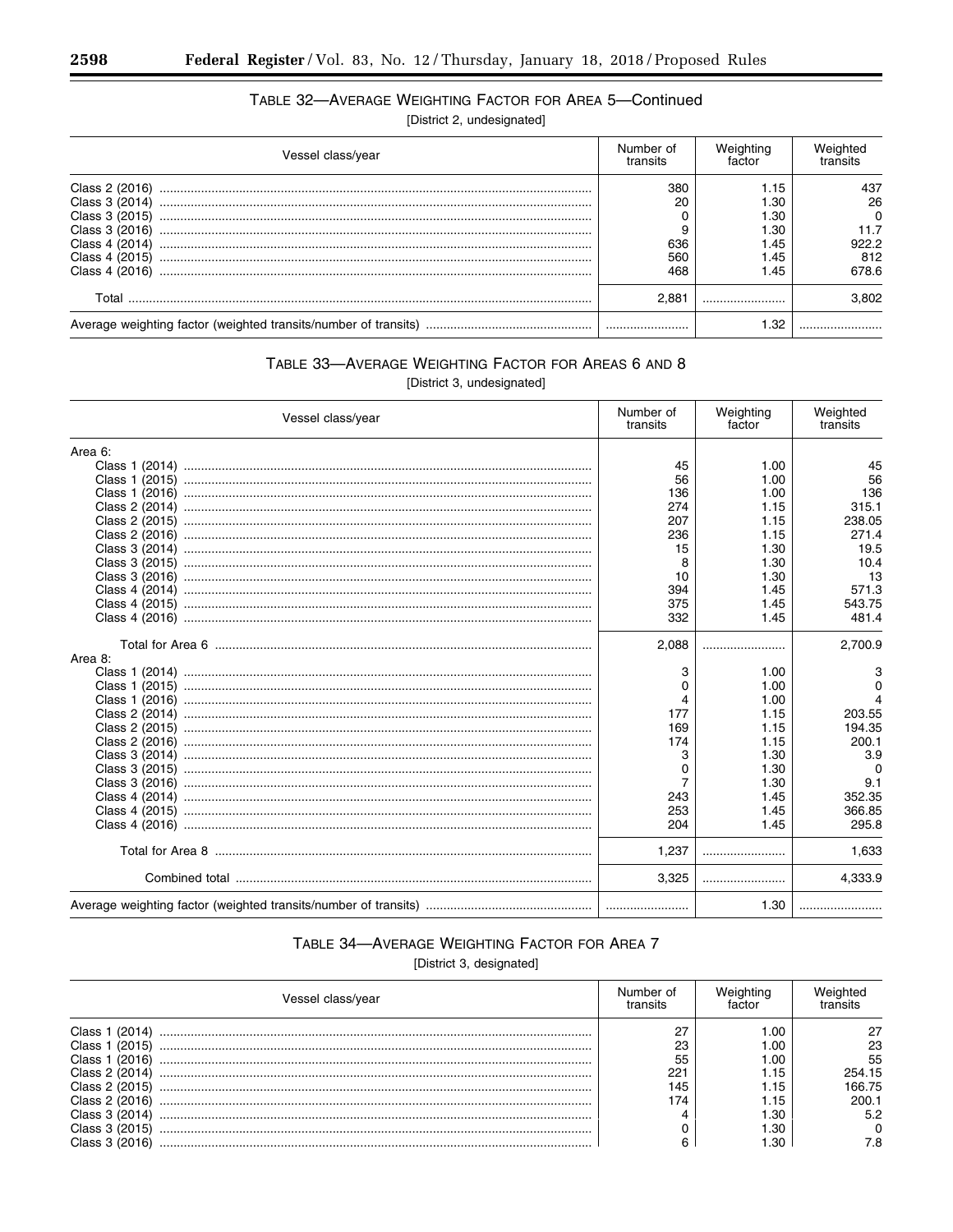### TABLE 32—AVERAGE WEIGHTING FACTOR FOR AREA 5—Continued

[District 2, undesignated]

| Vessel class/year | Number of transits | Weighting factor | Weighted transits |
|---|---|---|---|
| Class 2 (2016) | 380 | 1.15 | 437 |
| Class 3 (2014) | 20 | 1.30 | 26 |
| Class 3 (2015) | 0 | 1.30 | 0 |
| Class 3 (2016) | 9 | 1.30 | 11.7 |
| Class 4 (2014) | 636 | 1.45 | 922.2 |
| Class 4 (2015) | 560 | 1.45 | 812 |
| Class 4 (2016) | 468 | 1.45 | 678.6 |
| Total | 2,881 | | 3,802 |
| Average weighting factor (weighted transits/number of transits) | | 1.32 | |

### TABLE 33—AVERAGE WEIGHTING FACTOR FOR AREAS 6 AND 8

[District 3, undesignated]

| Vessel class/year | Number of transits | Weighting factor | Weighted transits |
|---|---|---|---|
| Area 6: | | | |
| Class 1 (2014) | 45 | 1.00 | 45 |
| Class 1 (2015) | 56 | 1.00 | 56 |
| Class 1 (2016) | 136 | 1.00 | 136 |
| Class 2 (2014) | 274 | 1.15 | 315.1 |
| Class 2 (2015) | 207 | 1.15 | 238.05 |
| Class 2 (2016) | 236 | 1.15 | 271.4 |
| Class 3 (2014) | 15 | 1.30 | 19.5 |
| Class 3 (2015) | 8 | 1.30 | 10.4 |
| Class 3 (2016) | 10 | 1.30 | 13 |
| Class 4 (2014) | 394 | 1.45 | 571.3 |
| Class 4 (2015) | 375 | 1.45 | 543.75 |
| Class 4 (2016) | 332 | 1.45 | 481.4 |
| Total for Area 6 | 2,088 | | 2,700.9 |
| Area 8: | | | |
| Class 1 (2014) | 3 | 1.00 | 3 |
| Class 1 (2015) | 0 | 1.00 | 0 |
| Class 1 (2016) | 4 | 1.00 | 4 |
| Class 2 (2014) | 177 | 1.15 | 203.55 |
| Class 2 (2015) | 169 | 1.15 | 194.35 |
| Class 2 (2016) | 174 | 1.15 | 200.1 |
| Class 3 (2014) | 3 | 1.30 | 3.9 |
| Class 3 (2015) | 0 | 1.30 | 0 |
| Class 3 (2016) | 7 | 1.30 | 9.1 |
| Class 4 (2014) | 243 | 1.45 | 352.35 |
| Class 4 (2015) | 253 | 1.45 | 366.85 |
| Class 4 (2016) | 204 | 1.45 | 295.8 |
| Total for Area 8 | 1,237 | | 1,633 |
| Combined total | 3,325 | | 4,333.9 |
| Average weighting factor (weighted transits/number of transits) | | 1.30 | |

### TABLE 34—AVERAGE WEIGHTING FACTOR FOR AREA 7

[District 3, designated]

| Vessel class/year | Number of transits | Weighting factor | Weighted transits |
|---|---|---|---|
| Class 1 (2014) | 27 | 1.00 | 27 |
| Class 1 (2015) | 23 | 1.00 | 23 |
| Class 1 (2016) | 55 | 1.00 | 55 |
| Class 2 (2014) | 221 | 1.15 | 254.15 |
| Class 2 (2015) | 145 | 1.15 | 166.75 |
| Class 2 (2016) | 174 | 1.15 | 200.1 |
| Class 3 (2014) | 4 | 1.30 | 5.2 |
| Class 3 (2015) | 0 | 1.30 | 0 |
| Class 3 (2016) | 6 | 1.30 | 7.8 |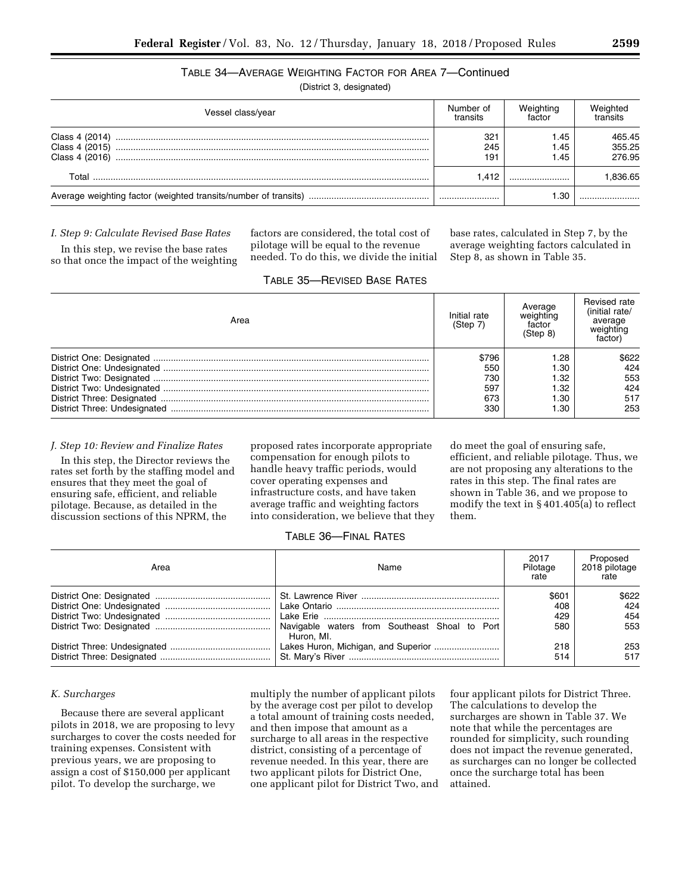TABLE 34—AVERAGE WEIGHTING FACTOR FOR AREA 7—Continued

(District 3, designated)

| Vessel class/year | Number of transits | Weighting factor | Weighted transits |
|---|---|---|---|
| Class 4 (2014) | 321 | 1.45 | 465.45 |
| Class 4 (2015) | 245 | 1.45 | 355.25 |
| Class 4 (2016) | 191 | 1.45 | 276.95 |
| Total | 1,412 | | 1,836.65 |
| Average weighting factor (weighted transits/number of transits) | | 1.30 | |

*I. Step 9: Calculate Revised Base Rates*

In this step, we revise the base rates so that once the impact of the weighting factors are considered, the total cost of pilotage will be equal to the revenue needed. To do this, we divide the initial base rates, calculated in Step 7, by the average weighting factors calculated in Step 8, as shown in Table 35.

TABLE 35—REVISED BASE RATES

| Area | Initial rate (Step 7) | Average weighting factor (Step 8) | Revised rate (initial rate/average weighting factor) |
|---|---|---|---|
| District One: Designated | $796 | 1.28 | $622 |
| District One: Undesignated | 550 | 1.30 | 424 |
| District Two: Designated | 730 | 1.32 | 553 |
| District Two: Undesignated | 597 | 1.32 | 424 |
| District Three: Designated | 673 | 1.30 | 517 |
| District Three: Undesignated | 330 | 1.30 | 253 |

*J. Step 10: Review and Finalize Rates*

In this step, the Director reviews the rates set forth by the staffing model and ensures that they meet the goal of ensuring safe, efficient, and reliable pilotage. Because, as detailed in the discussion sections of this NPRM, the proposed rates incorporate appropriate compensation for enough pilots to handle heavy traffic periods, would cover operating expenses and infrastructure costs, and have taken average traffic and weighting factors into consideration, we believe that they do meet the goal of ensuring safe, efficient, and reliable pilotage. Thus, we are not proposing any alterations to the rates in this step. The final rates are shown in Table 36, and we propose to modify the text in § 401.405(a) to reflect them.

TABLE 36—FINAL RATES

| Area | Name | 2017 Pilotage rate | Proposed 2018 pilotage rate |
|---|---|---|---|
| District One: Designated | St. Lawrence River | $601 | $622 |
| District One: Undesignated | Lake Ontario | 408 | 424 |
| District Two: Undesignated | Lake Erie | 429 | 454 |
| District Two: Designated | Navigable waters from Southeast Shoal to Port Huron, MI. | 580 | 553 |
| District Three: Undesignated | Lakes Huron, Michigan, and Superior | 218 | 253 |
| District Three: Designated | St. Mary's River | 514 | 517 |

*K. Surcharges*

Because there are several applicant pilots in 2018, we are proposing to levy surcharges to cover the costs needed for training expenses. Consistent with previous years, we are proposing to assign a cost of $150,000 per applicant pilot. To develop the surcharge, we multiply the number of applicant pilots by the average cost per pilot to develop a total amount of training costs needed, and then impose that amount as a surcharge to all areas in the respective district, consisting of a percentage of revenue needed. In this year, there are two applicant pilots for District One, one applicant pilot for District Two, and four applicant pilots for District Three. The calculations to develop the surcharges are shown in Table 37. We note that while the percentages are rounded for simplicity, such rounding does not impact the revenue generated, as surcharges can no longer be collected once the surcharge total has been attained.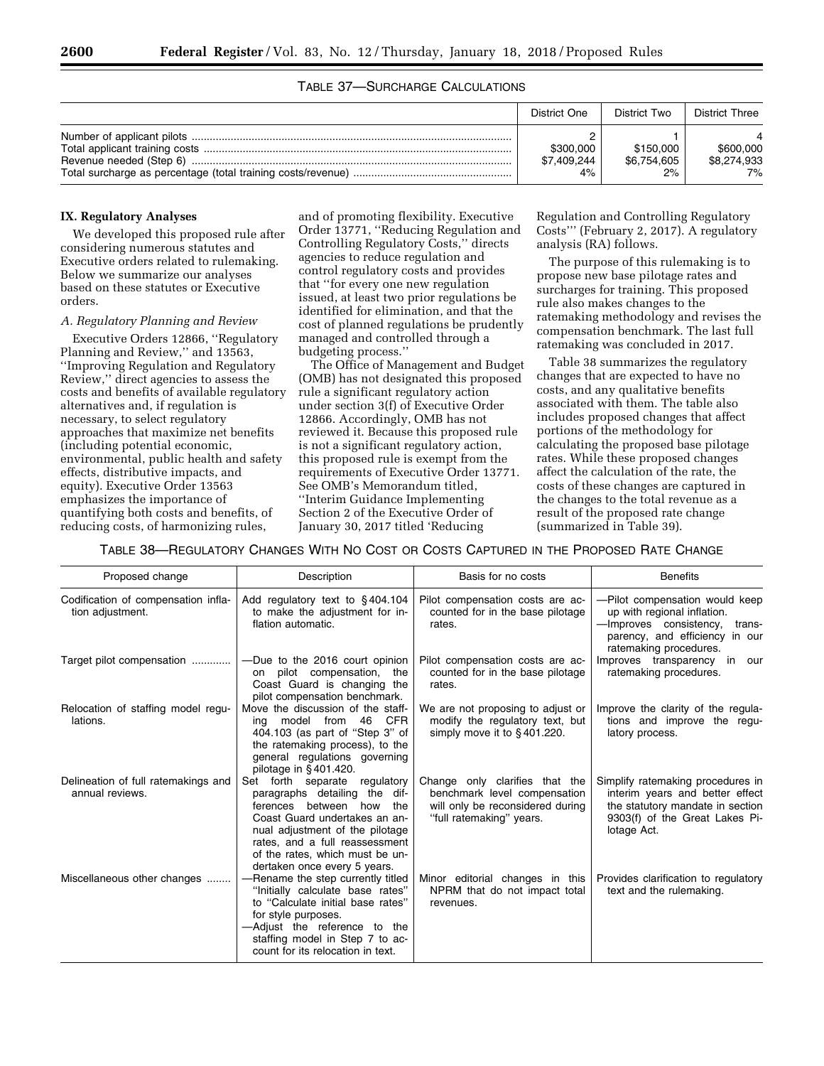TABLE 37—SURCHARGE CALCULATIONS

| | District One | District Two | District Three |
|---|---|---|---|
| Number of applicant pilots | 2 | 1 | 4 |
| Total applicant training costs | $300,000 | $150,000 | $600,000 |
| Revenue needed (Step 6) | $7,409,244 | $6,754,605 | $8,274,933 |
| Total surcharge as percentage (total training costs/revenue) | 4% | 2% | 7% |

## IX. Regulatory Analyses

We developed this proposed rule after considering numerous statutes and Executive orders related to rulemaking. Below we summarize our analyses based on these statutes or Executive orders.

### A. Regulatory Planning and Review

Executive Orders 12866, ''Regulatory Planning and Review,'' and 13563, ''Improving Regulation and Regulatory Review,'' direct agencies to assess the costs and benefits of available regulatory alternatives and, if regulation is necessary, to select regulatory approaches that maximize net benefits (including potential economic, environmental, public health and safety effects, distributive impacts, and equity). Executive Order 13563 emphasizes the importance of quantifying both costs and benefits, of reducing costs, of harmonizing rules, and of promoting flexibility. Executive Order 13771, ''Reducing Regulation and Controlling Regulatory Costs,'' directs agencies to reduce regulation and control regulatory costs and provides that ''for every one new regulation issued, at least two prior regulations be identified for elimination, and that the cost of planned regulations be prudently managed and controlled through a budgeting process.''

The Office of Management and Budget (OMB) has not designated this proposed rule a significant regulatory action under section 3(f) of Executive Order 12866. Accordingly, OMB has not reviewed it. Because this proposed rule is not a significant regulatory action, this proposed rule is exempt from the requirements of Executive Order 13771. See OMB's Memorandum titled, ''Interim Guidance Implementing Section 2 of the Executive Order of January 30, 2017 titled 'Reducing Regulation and Controlling Regulatory Costs''' (February 2, 2017). A regulatory analysis (RA) follows.

The purpose of this rulemaking is to propose new base pilotage rates and surcharges for training. This proposed rule also makes changes to the ratemaking methodology and revises the compensation benchmark. The last full ratemaking was concluded in 2017.

Table 38 summarizes the regulatory changes that are expected to have no costs, and any qualitative benefits associated with them. The table also includes proposed changes that affect portions of the methodology for calculating the proposed base pilotage rates. While these proposed changes affect the calculation of the rate, the costs of these changes are captured in the changes to the total revenue as a result of the proposed rate change (summarized in Table 39).

TABLE 38—REGULATORY CHANGES WITH NO COST OR COSTS CAPTURED IN THE PROPOSED RATE CHANGE

| Proposed change | Description | Basis for no costs | Benefits |
|---|---|---|---|
| Codification of compensation inflation adjustment. | Add regulatory text to § 404.104 to make the adjustment for inflation automatic. | Pilot compensation costs are accounted for in the base pilotage rates. | —Pilot compensation would keep up with regional inflation.<br>—Improves consistency, transparency, and efficiency in our ratemaking procedures. |
| Target pilot compensation | —Due to the 2016 court opinion on pilot compensation, the Coast Guard is changing the pilot compensation benchmark. | Pilot compensation costs are accounted for in the base pilotage rates. | Improves transparency in our ratemaking procedures. |
| Relocation of staffing model regulations. | Move the discussion of the staffing model from 46 CFR 404.103 (as part of ''Step 3'' of the ratemaking process), to the general regulations governing pilotage in § 401.420. | We are not proposing to adjust or modify the regulatory text, but simply move it to § 401.220. | Improve the clarity of the regulations and improve the regulatory process. |
| Delineation of full ratemakings and annual reviews. | Set forth separate regulatory paragraphs detailing the differences between how the Coast Guard undertakes an annual adjustment of the pilotage rates, and a full reassessment of the rates, which must be undertaken once every 5 years. | Change only clarifies that the benchmark level compensation will only be reconsidered during ''full ratemaking'' years. | Simplify ratemaking procedures in interim years and better effect the statutory mandate in section 9303(f) of the Great Lakes Pilotage Act. |
| Miscellaneous other changes | —Rename the step currently titled ''Initially calculate base rates'' to ''Calculate initial base rates'' for style purposes.<br>—Adjust the reference to the staffing model in Step 7 to account for its relocation in text. | Minor editorial changes in this NPRM that do not impact total revenues. | Provides clarification to regulatory text and the rulemaking. |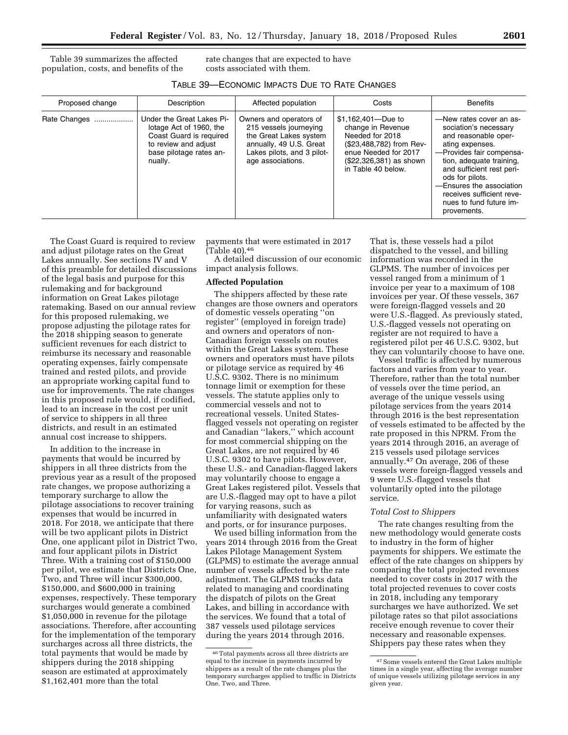Table 39 summarizes the affected population, costs, and benefits of the rate changes that are expected to have costs associated with them.

TABLE 39—ECONOMIC IMPACTS DUE TO RATE CHANGES

| Proposed change | Description | Affected population | Costs | Benefits |
| --- | --- | --- | --- | --- |
| Rate Changes | Under the Great Lakes Pilotage Act of 1960, the Coast Guard is required to review and adjust base pilotage rates annually. | Owners and operators of 215 vessels journeying the Great Lakes system annually, 49 U.S. Great Lakes pilots, and 3 pilotage associations. | $1,162,401—Due to change in Revenue Needed for 2018 ($23,488,782) from Revenue Needed for 2017 ($22,326,381) as shown in Table 40 below. | —New rates cover an association's necessary and reasonable operating expenses. —Provides fair compensation, adequate training, and sufficient rest periods for pilots. —Ensures the association receives sufficient revenues to fund future improvements. |

The Coast Guard is required to review and adjust pilotage rates on the Great Lakes annually. See sections IV and V of this preamble for detailed discussions of the legal basis and purpose for this rulemaking and for background information on Great Lakes pilotage ratemaking. Based on our annual review for this proposed rulemaking, we propose adjusting the pilotage rates for the 2018 shipping season to generate sufficient revenues for each district to reimburse its necessary and reasonable operating expenses, fairly compensate trained and rested pilots, and provide an appropriate working capital fund to use for improvements. The rate changes in this proposed rule would, if codified, lead to an increase in the cost per unit of service to shippers in all three districts, and result in an estimated annual cost increase to shippers.

In addition to the increase in payments that would be incurred by shippers in all three districts from the previous year as a result of the proposed rate changes, we propose authorizing a temporary surcharge to allow the pilotage associations to recover training expenses that would be incurred in 2018. For 2018, we anticipate that there will be two applicant pilots in District One, one applicant pilot in District Two, and four applicant pilots in District Three. With a training cost of $150,000 per pilot, we estimate that Districts One, Two, and Three will incur $300,000, $150,000, and $600,000 in training expenses, respectively. These temporary surcharges would generate a combined $1,050,000 in revenue for the pilotage associations. Therefore, after accounting for the implementation of the temporary surcharges across all three districts, the total payments that would be made by shippers during the 2018 shipping season are estimated at approximately $1,162,401 more than the total payments that were estimated in 2017 (Table 40).[46]

A detailed discussion of our economic impact analysis follows.

**Affected Population**

The shippers affected by these rate changes are those owners and operators of domestic vessels operating "on register" (employed in foreign trade) and owners and operators of non-Canadian foreign vessels on routes within the Great Lakes system. These owners and operators must have pilots or pilotage service as required by 46 U.S.C. 9302. There is no minimum tonnage limit or exemption for these vessels. The statute applies only to commercial vessels and not to recreational vessels. United States-flagged vessels not operating on register and Canadian "lakers," which account for most commercial shipping on the Great Lakes, are not required by 46 U.S.C. 9302 to have pilots. However, these U.S.- and Canadian-flagged lakers may voluntarily choose to engage a Great Lakes registered pilot. Vessels that are U.S.-flagged may opt to have a pilot for varying reasons, such as unfamiliarity with designated waters and ports, or for insurance purposes.

We used billing information from the years 2014 through 2016 from the Great Lakes Pilotage Management System (GLPMS) to estimate the average annual number of vessels affected by the rate adjustment. The GLPMS tracks data related to managing and coordinating the dispatch of pilots on the Great Lakes, and billing in accordance with the services. We found that a total of 387 vessels used pilotage services during the years 2014 through 2016. That is, these vessels had a pilot dispatched to the vessel, and billing information was recorded in the GLPMS. The number of invoices per vessel ranged from a minimum of 1 invoice per year to a maximum of 108 invoices per year. Of these vessels, 367 were foreign-flagged vessels and 20 were U.S.-flagged. As previously stated, U.S.-flagged vessels not operating on register are not required to have a registered pilot per 46 U.S.C. 9302, but they can voluntarily choose to have one.

Vessel traffic is affected by numerous factors and varies from year to year. Therefore, rather than the total number of vessels over the time period, an average of the unique vessels using pilotage services from the years 2014 through 2016 is the best representation of vessels estimated to be affected by the rate proposed in this NPRM. From the years 2014 through 2016, an average of 215 vessels used pilotage services annually.[47] On average, 206 of these vessels were foreign-flagged vessels and 9 were U.S.-flagged vessels that voluntarily opted into the pilotage service.

*Total Cost to Shippers*

The rate changes resulting from the new methodology would generate costs to industry in the form of higher payments for shippers. We estimate the effect of the rate changes on shippers by comparing the total projected revenues needed to cover costs in 2017 with the total projected revenues to cover costs in 2018, including any temporary surcharges we have authorized. We set pilotage rates so that pilot associations receive enough revenue to cover their necessary and reasonable expenses. Shippers pay these rates when they

[46] Total payments across all three districts are equal to the increase in payments incurred by shippers as a result of the rate changes plus the temporary surcharges applied to traffic in Districts One, Two, and Three.

[47] Some vessels entered the Great Lakes multiple times in a single year, affecting the average number of unique vessels utilizing pilotage services in any given year.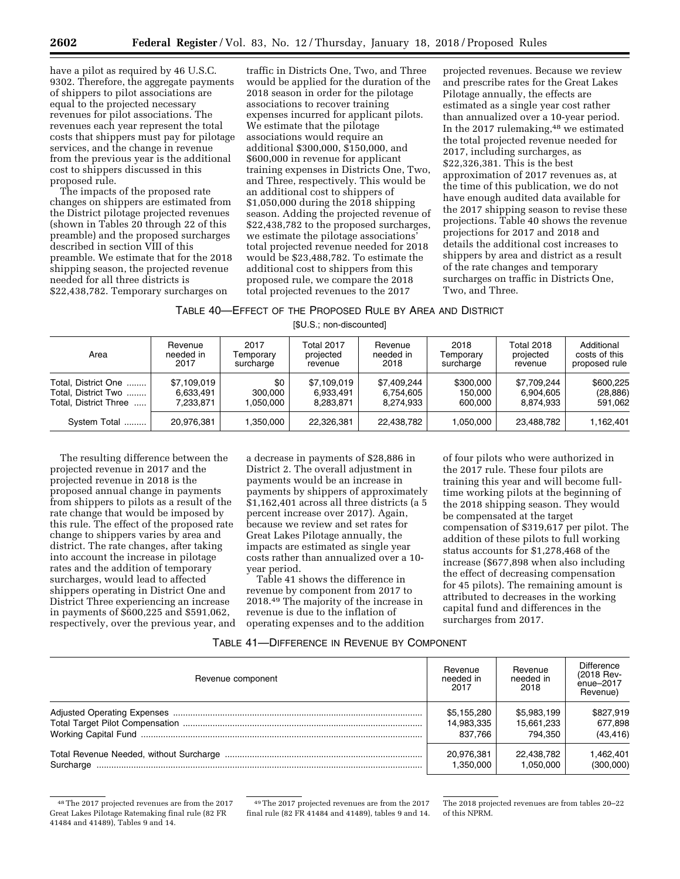have a pilot as required by 46 U.S.C. 9302. Therefore, the aggregate payments of shippers to pilot associations are equal to the projected necessary revenues for pilot associations. The revenues each year represent the total costs that shippers must pay for pilotage services, and the change in revenue from the previous year is the additional cost to shippers discussed in this proposed rule.

The impacts of the proposed rate changes on shippers are estimated from the District pilotage projected revenues (shown in Tables 20 through 22 of this preamble) and the proposed surcharges described in section VIII of this preamble. We estimate that for the 2018 shipping season, the projected revenue needed for all three districts is $22,438,782. Temporary surcharges on traffic in Districts One, Two, and Three would be applied for the duration of the 2018 season in order for the pilotage associations to recover training expenses incurred for applicant pilots. We estimate that the pilotage associations would require an additional $300,000, $150,000, and $600,000 in revenue for applicant training expenses in Districts One, Two, and Three, respectively. This would be an additional cost to shippers of $1,050,000 during the 2018 shipping season. Adding the projected revenue of $22,438,782 to the proposed surcharges, we estimate the pilotage associations' total projected revenue needed for 2018 would be $23,488,782. To estimate the additional cost to shippers from this proposed rule, we compare the 2018 total projected revenues to the 2017 projected revenues. Because we review and prescribe rates for the Great Lakes Pilotage annually, the effects are estimated as a single year cost rather than annualized over a 10-year period. In the 2017 rulemaking,[48] we estimated the total projected revenue needed for 2017, including surcharges, as $22,326,381. This is the best approximation of 2017 revenues as, at the time of this publication, we do not have enough audited data available for the 2017 shipping season to revise these projections. Table 40 shows the revenue projections for 2017 and 2018 and details the additional cost increases to shippers by area and district as a result of the rate changes and temporary surcharges on traffic in Districts One, Two, and Three.

TABLE 40—EFFECT OF THE PROPOSED RULE BY AREA AND DISTRICT

[$U.S.; non-discounted]

| Area | Revenue needed in 2017 | 2017 Temporary surcharge | Total 2017 projected revenue | Revenue needed in 2018 | 2018 Temporary surcharge | Total 2018 projected revenue | Additional costs of this proposed rule |
|---|---|---|---|---|---|---|---|
| Total, District One | $7,109,019 | $0 | $7,109,019 | $7,409,244 | $300,000 | $7,709,244 | $600,225 |
| Total, District Two | 6,633,491 | 300,000 | 6,933,491 | 6,754,605 | 150,000 | 6,904,605 | (28,886) |
| Total, District Three | 7,233,871 | 1,050,000 | 8,283,871 | 8,274,933 | 600,000 | 8,874,933 | 591,062 |
| System Total | 20,976,381 | 1,350,000 | 22,326,381 | 22,438,782 | 1,050,000 | 23,488,782 | 1,162,401 |

The resulting difference between the projected revenue in 2017 and the projected revenue in 2018 is the proposed annual change in payments from shippers to pilots as a result of the rate change that would be imposed by this rule. The effect of the proposed rate change to shippers varies by area and district. The rate changes, after taking into account the increase in pilotage rates and the addition of temporary surcharges, would lead to affected shippers operating in District One and District Three experiencing an increase in payments of $600,225 and $591,062, respectively, over the previous year, and a decrease in payments of $28,886 in District 2. The overall adjustment in payments would be an increase in payments by shippers of approximately $1,162,401 across all three districts (a 5 percent increase over 2017). Again, because we review and set rates for Great Lakes Pilotage annually, the impacts are estimated as single year costs rather than annualized over a 10-year period.

Table 41 shows the difference in revenue by component from 2017 to 2018.[49] The majority of the increase in revenue is due to the inflation of operating expenses and to the addition of four pilots who were authorized in the 2017 rule. These four pilots are training this year and will become full-time working pilots at the beginning of the 2018 shipping season. They would be compensated at the target compensation of $319,617 per pilot. The addition of these pilots to full working status accounts for $1,278,468 of the increase ($677,898 when also including the effect of decreasing compensation for 45 pilots). The remaining amount is attributed to decreases in the working capital fund and differences in the surcharges from 2017.

TABLE 41—DIFFERENCE IN REVENUE BY COMPONENT

| Revenue component | Revenue needed in 2017 | Revenue needed in 2018 | Difference (2018 Revenue–2017 Revenue) |
|---|---|---|---|
| Adjusted Operating Expenses | $5,155,280 | $5,983,199 | $827,919 |
| Total Target Pilot Compensation | 14,983,335 | 15,661,233 | 677,898 |
| Working Capital Fund | 837,766 | 794,350 | (43,416) |
| Total Revenue Needed, without Surcharge | 20,976,381 | 22,438,782 | 1,462,401 |
| Surcharge | 1,350,000 | 1,050,000 | (300,000) |

[48] The 2017 projected revenues are from the 2017 Great Lakes Pilotage Ratemaking final rule (82 FR 41484 and 41489), Tables 9 and 14.

[49] The 2017 projected revenues are from the 2017 final rule (82 FR 41484 and 41489), tables 9 and 14. The 2018 projected revenues are from tables 20–22 of this NPRM.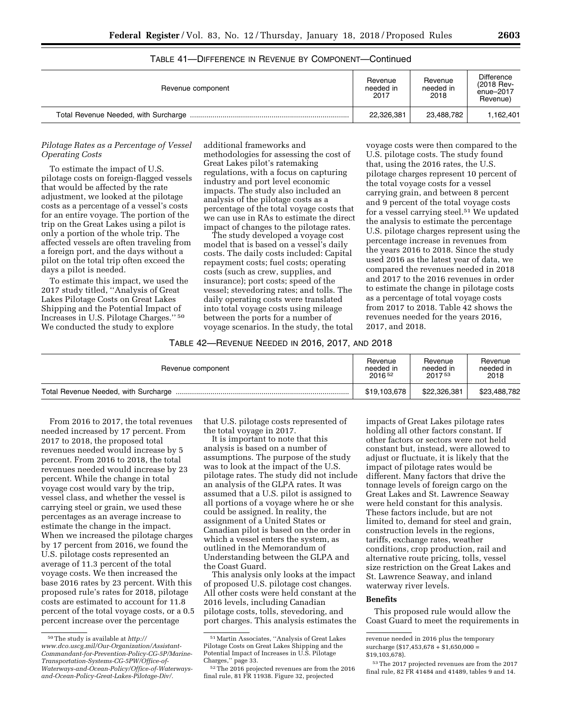TABLE 41—DIFFERENCE IN REVENUE BY COMPONENT—Continued

| Revenue component | Revenue needed in 2017 | Revenue needed in 2018 | Difference (2018 Revenue–2017 Revenue) |
|---|---|---|---|
| Total Revenue Needed, with Surcharge | 22,326,381 | 23,488,782 | 1,162,401 |

*Pilotage Rates as a Percentage of Vessel Operating Costs*

To estimate the impact of U.S. pilotage costs on foreign-flagged vessels that would be affected by the rate adjustment, we looked at the pilotage costs as a percentage of a vessel's costs for an entire voyage. The portion of the trip on the Great Lakes using a pilot is only a portion of the whole trip. The affected vessels are often traveling from a foreign port, and the days without a pilot on the total trip often exceed the days a pilot is needed.

To estimate this impact, we used the 2017 study titled, ''Analysis of Great Lakes Pilotage Costs on Great Lakes Shipping and the Potential Impact of Increases in U.S. Pilotage Charges.'' [50] We conducted the study to explore additional frameworks and methodologies for assessing the cost of Great Lakes pilot's ratemaking regulations, with a focus on capturing industry and port level economic impacts. The study also included an analysis of the pilotage costs as a percentage of the total voyage costs that we can use in RAs to estimate the direct impact of changes to the pilotage rates.

The study developed a voyage cost model that is based on a vessel's daily costs. The daily costs included: Capital repayment costs; fuel costs; operating costs (such as crew, supplies, and insurance); port costs; speed of the vessel; stevedoring rates; and tolls. The daily operating costs were translated into total voyage costs using mileage between the ports for a number of voyage scenarios. In the study, the total voyage costs were then compared to the U.S. pilotage costs. The study found that, using the 2016 rates, the U.S. pilotage charges represent 10 percent of the total voyage costs for a vessel carrying grain, and between 8 percent and 9 percent of the total voyage costs for a vessel carrying steel.[51] We updated the analysis to estimate the percentage U.S. pilotage charges represent using the percentage increase in revenues from the years 2016 to 2018. Since the study used 2016 as the latest year of data, we compared the revenues needed in 2018 and 2017 to the 2016 revenues in order to estimate the change in pilotage costs as a percentage of total voyage costs from 2017 to 2018. Table 42 shows the revenues needed for the years 2016, 2017, and 2018.

TABLE 42—REVENUE NEEDED IN 2016, 2017, AND 2018

| Revenue component | Revenue needed in 2016 [52] | Revenue needed in 2017 [53] | Revenue needed in 2018 |
|---|---|---|---|
| Total Revenue Needed, with Surcharge | $19,103,678 | $22,326,381 | $23,488,782 |

From 2016 to 2017, the total revenues needed increased by 17 percent. From 2017 to 2018, the proposed total revenues needed would increase by 5 percent. From 2016 to 2018, the total revenues needed would increase by 23 percent. While the change in total voyage cost would vary by the trip, vessel class, and whether the vessel is carrying steel or grain, we used these percentages as an average increase to estimate the change in the impact. When we increased the pilotage charges by 17 percent from 2016, we found the U.S. pilotage costs represented an average of 11.3 percent of the total voyage costs. We then increased the base 2016 rates by 23 percent. With this proposed rule's rates for 2018, pilotage costs are estimated to account for 11.8 percent of the total voyage costs, or a 0.5 percent increase over the percentage that U.S. pilotage costs represented of the total voyage in 2017.

It is important to note that this analysis is based on a number of assumptions. The purpose of the study was to look at the impact of the U.S. pilotage rates. The study did not include an analysis of the GLPA rates. It was assumed that a U.S. pilot is assigned to all portions of a voyage where he or she could be assigned. In reality, the assignment of a United States or Canadian pilot is based on the order in which a vessel enters the system, as outlined in the Memorandum of Understanding between the GLPA and the Coast Guard.

This analysis only looks at the impact of proposed U.S. pilotage cost changes. All other costs were held constant at the 2016 levels, including Canadian pilotage costs, tolls, stevedoring, and port charges. This analysis estimates the impacts of Great Lakes pilotage rates holding all other factors constant. If other factors or sectors were not held constant but, instead, were allowed to adjust or fluctuate, it is likely that the impact of pilotage rates would be different. Many factors that drive the tonnage levels of foreign cargo on the Great Lakes and St. Lawrence Seaway were held constant for this analysis. These factors include, but are not limited to, demand for steel and grain, construction levels in the regions, tariffs, exchange rates, weather conditions, crop production, rail and alternative route pricing, tolls, vessel size restriction on the Great Lakes and St. Lawrence Seaway, and inland waterway river levels.

**Benefits**

This proposed rule would allow the Coast Guard to meet the requirements in

---

[50] The study is available at *http://www.dco.uscg.mil/Our-Organization/Assistant-Commandant-for-Prevention-Policy-CG-5P/Marine-Transportation-Systems-CG-5PW/Office-of-Waterways-and-Ocean-Policy/Office-of-Waterways-and-Ocean-Policy-Great-Lakes-Pilotage-Div/*.

[51] Martin Associates, ''Analysis of Great Lakes Pilotage Costs on Great Lakes Shipping and the Potential Impact of Increases in U.S. Pilotage Charges,'' page 33.

[52] The 2016 projected revenues are from the 2016 final rule, 81 FR 11938. Figure 32, projected revenue needed in 2016 plus the temporary surcharge ($17,453,678 + $1,650,000 = $19,103,678).

[53] The 2017 projected revenues are from the 2017 final rule, 82 FR 41484 and 41489, tables 9 and 14.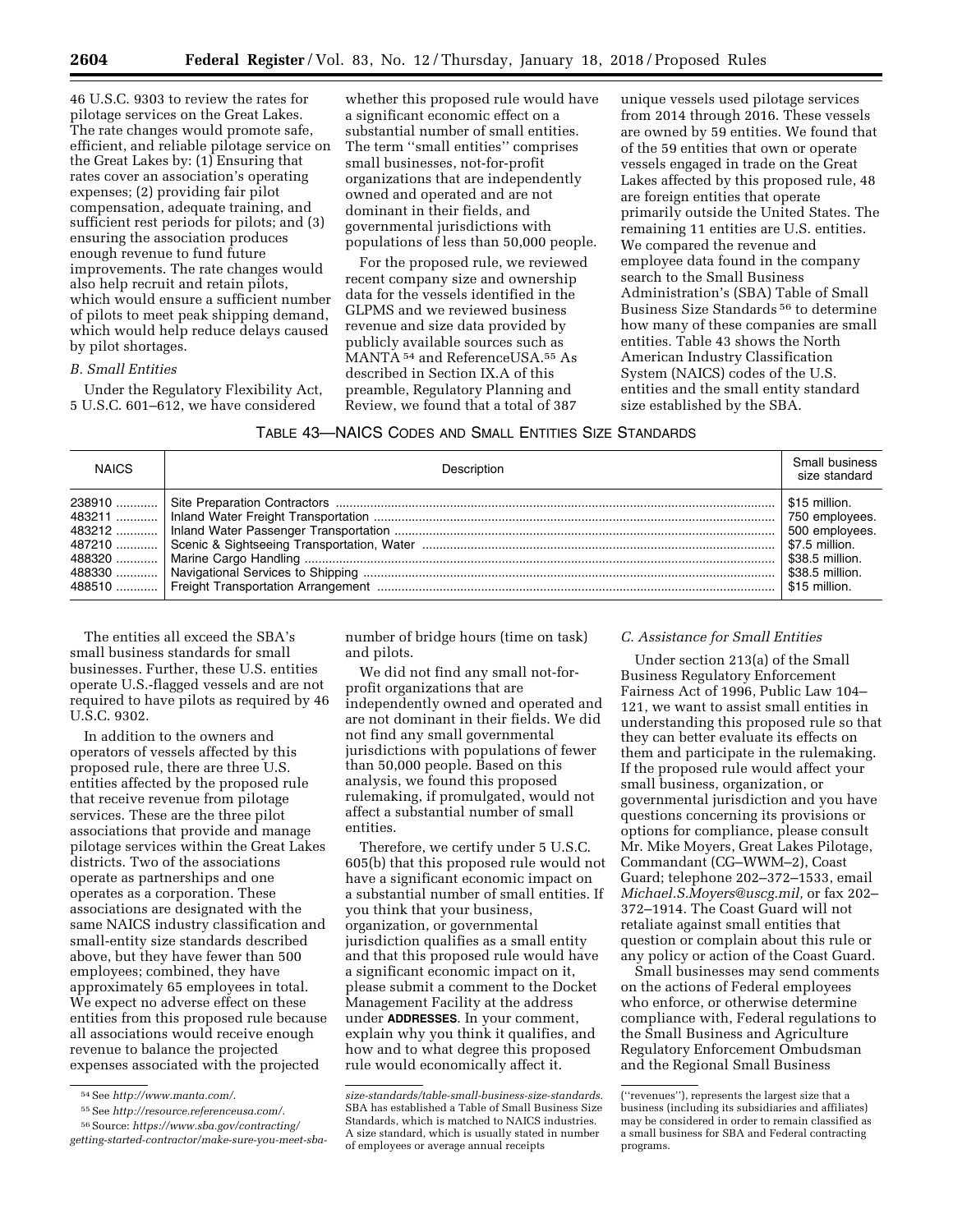46 U.S.C. 9303 to review the rates for pilotage services on the Great Lakes. The rate changes would promote safe, efficient, and reliable pilotage service on the Great Lakes by: (1) Ensuring that rates cover an association's operating expenses; (2) providing fair pilot compensation, adequate training, and sufficient rest periods for pilots; and (3) ensuring the association produces enough revenue to fund future improvements. The rate changes would also help recruit and retain pilots, which would ensure a sufficient number of pilots to meet peak shipping demand, which would help reduce delays caused by pilot shortages.

### B. Small Entities

Under the Regulatory Flexibility Act, 5 U.S.C. 601–612, we have considered whether this proposed rule would have a significant economic effect on a substantial number of small entities. The term "small entities" comprises small businesses, not-for-profit organizations that are independently owned and operated and are not dominant in their fields, and governmental jurisdictions with populations of less than 50,000 people.

For the proposed rule, we reviewed recent company size and ownership data for the vessels identified in the GLPMS and we reviewed business revenue and size data provided by publicly available sources such as MANTA[54] and ReferenceUSA.[55] As described in Section IX.A of this preamble, Regulatory Planning and Review, we found that a total of 387 unique vessels used pilotage services from 2014 through 2016. These vessels are owned by 59 entities. We found that of the 59 entities that own or operate vessels engaged in trade on the Great Lakes affected by this proposed rule, 48 are foreign entities that operate primarily outside the United States. The remaining 11 entities are U.S. entities. We compared the revenue and employee data found in the company search to the Small Business Administration's (SBA) Table of Small Business Size Standards[56] to determine how many of these companies are small entities. Table 43 shows the North American Industry Classification System (NAICS) codes of the U.S. entities and the small entity standard size established by the SBA.

TABLE 43—NAICS CODES AND SMALL ENTITIES SIZE STANDARDS

| NAICS | Description | Small business size standard |
|---|---|---|
| 238910 | Site Preparation Contractors | $15 million. |
| 483211 | Inland Water Freight Transportation | 750 employees. |
| 483212 | Inland Water Passenger Transportation | 500 employees. |
| 487210 | Scenic & Sightseeing Transportation, Water | $7.5 million. |
| 488320 | Marine Cargo Handling | $38.5 million. |
| 488330 | Navigational Services to Shipping | $38.5 million. |
| 488510 | Freight Transportation Arrangement | $15 million. |

The entities all exceed the SBA's small business standards for small businesses. Further, these U.S. entities operate U.S.-flagged vessels and are not required to have pilots as required by 46 U.S.C. 9302.

In addition to the owners and operators of vessels affected by this proposed rule, there are three U.S. entities affected by the proposed rule that receive revenue from pilotage services. These are the three pilot associations that provide and manage pilotage services within the Great Lakes districts. Two of the associations operate as partnerships and one operates as a corporation. These associations are designated with the same NAICS industry classification and small-entity size standards described above, but they have fewer than 500 employees; combined, they have approximately 65 employees in total. We expect no adverse effect on these entities from this proposed rule because all associations would receive enough revenue to balance the projected expenses associated with the projected number of bridge hours (time on task) and pilots.

We did not find any small not-for-profit organizations that are independently owned and operated and are not dominant in their fields. We did not find any small governmental jurisdictions with populations of fewer than 50,000 people. Based on this analysis, we found this proposed rulemaking, if promulgated, would not affect a substantial number of small entities.

Therefore, we certify under 5 U.S.C. 605(b) that this proposed rule would not have a significant economic impact on a substantial number of small entities. If you think that your business, organization, or governmental jurisdiction qualifies as a small entity and that this proposed rule would have a significant economic impact on it, please submit a comment to the Docket Management Facility at the address under **ADDRESSES**. In your comment, explain why you think it qualifies, and how and to what degree this proposed rule would economically affect it.

### C. Assistance for Small Entities

Under section 213(a) of the Small Business Regulatory Enforcement Fairness Act of 1996, Public Law 104–121, we want to assist small entities in understanding this proposed rule so that they can better evaluate its effects on them and participate in the rulemaking. If the proposed rule would affect your small business, organization, or governmental jurisdiction and you have questions concerning its provisions or options for compliance, please consult Mr. Mike Moyers, Great Lakes Pilotage, Commandant (CG–WWM–2), Coast Guard; telephone 202–372–1533, email *Michael.S.Moyers@uscg.mil,* or fax 202–372–1914. The Coast Guard will not retaliate against small entities that question or complain about this rule or any policy or action of the Coast Guard.

Small businesses may send comments on the actions of Federal employees who enforce, or otherwise determine compliance with, Federal regulations to the Small Business and Agriculture Regulatory Enforcement Ombudsman and the Regional Small Business

---

[54] See *http://www.manta.com/*.

[55] See *http://resource.referenceusa.com/*.

[56] Source: *https://www.sba.gov/contracting/getting-started-contractor/make-sure-you-meet-sba-size-standards/table-small-business-size-standards*. SBA has established a Table of Small Business Size Standards, which is matched to NAICS industries. A size standard, which is usually stated in number of employees or average annual receipts ("revenues"), represents the largest size that a business (including its subsidiaries and affiliates) may be considered in order to remain classified as a small business for SBA and Federal contracting programs.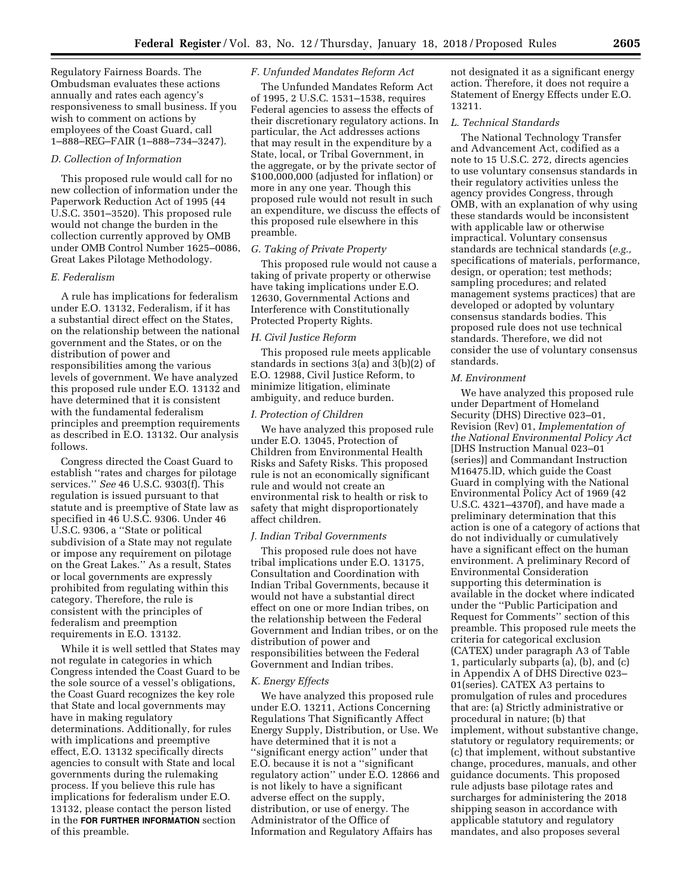Regulatory Fairness Boards. The Ombudsman evaluates these actions annually and rates each agency's responsiveness to small business. If you wish to comment on actions by employees of the Coast Guard, call 1–888–REG–FAIR (1–888–734–3247).

### D. Collection of Information

This proposed rule would call for no new collection of information under the Paperwork Reduction Act of 1995 (44 U.S.C. 3501–3520). This proposed rule would not change the burden in the collection currently approved by OMB under OMB Control Number 1625–0086, Great Lakes Pilotage Methodology.

### E. Federalism

A rule has implications for federalism under E.O. 13132, Federalism, if it has a substantial direct effect on the States, on the relationship between the national government and the States, or on the distribution of power and responsibilities among the various levels of government. We have analyzed this proposed rule under E.O. 13132 and have determined that it is consistent with the fundamental federalism principles and preemption requirements as described in E.O. 13132. Our analysis follows.

Congress directed the Coast Guard to establish ''rates and charges for pilotage services.'' *See* 46 U.S.C. 9303(f). This regulation is issued pursuant to that statute and is preemptive of State law as specified in 46 U.S.C. 9306. Under 46 U.S.C. 9306, a ''State or political subdivision of a State may not regulate or impose any requirement on pilotage on the Great Lakes.'' As a result, States or local governments are expressly prohibited from regulating within this category. Therefore, the rule is consistent with the principles of federalism and preemption requirements in E.O. 13132.

While it is well settled that States may not regulate in categories in which Congress intended the Coast Guard to be the sole source of a vessel's obligations, the Coast Guard recognizes the key role that State and local governments may have in making regulatory determinations. Additionally, for rules with implications and preemptive effect, E.O. 13132 specifically directs agencies to consult with State and local governments during the rulemaking process. If you believe this rule has implications for federalism under E.O. 13132, please contact the person listed in the **FOR FURTHER INFORMATION** section of this preamble.

### F. Unfunded Mandates Reform Act

The Unfunded Mandates Reform Act of 1995, 2 U.S.C. 1531–1538, requires Federal agencies to assess the effects of their discretionary regulatory actions. In particular, the Act addresses actions that may result in the expenditure by a State, local, or Tribal Government, in the aggregate, or by the private sector of $100,000,000 (adjusted for inflation) or more in any one year. Though this proposed rule would not result in such an expenditure, we discuss the effects of this proposed rule elsewhere in this preamble.

### G. Taking of Private Property

This proposed rule would not cause a taking of private property or otherwise have taking implications under E.O. 12630, Governmental Actions and Interference with Constitutionally Protected Property Rights.

### H. Civil Justice Reform

This proposed rule meets applicable standards in sections 3(a) and 3(b)(2) of E.O. 12988, Civil Justice Reform, to minimize litigation, eliminate ambiguity, and reduce burden.

### I. Protection of Children

We have analyzed this proposed rule under E.O. 13045, Protection of Children from Environmental Health Risks and Safety Risks. This proposed rule is not an economically significant rule and would not create an environmental risk to health or risk to safety that might disproportionately affect children.

### J. Indian Tribal Governments

This proposed rule does not have tribal implications under E.O. 13175, Consultation and Coordination with Indian Tribal Governments, because it would not have a substantial direct effect on one or more Indian tribes, on the relationship between the Federal Government and Indian tribes, or on the distribution of power and responsibilities between the Federal Government and Indian tribes.

### K. Energy Effects

We have analyzed this proposed rule under E.O. 13211, Actions Concerning Regulations That Significantly Affect Energy Supply, Distribution, or Use. We have determined that it is not a ''significant energy action'' under that E.O. because it is not a ''significant regulatory action'' under E.O. 12866 and is not likely to have a significant adverse effect on the supply, distribution, or use of energy. The Administrator of the Office of Information and Regulatory Affairs has not designated it as a significant energy action. Therefore, it does not require a Statement of Energy Effects under E.O. 13211.

### L. Technical Standards

The National Technology Transfer and Advancement Act, codified as a note to 15 U.S.C. 272, directs agencies to use voluntary consensus standards in their regulatory activities unless the agency provides Congress, through OMB, with an explanation of why using these standards would be inconsistent with applicable law or otherwise impractical. Voluntary consensus standards are technical standards (*e.g.,* specifications of materials, performance, design, or operation; test methods; sampling procedures; and related management systems practices) that are developed or adopted by voluntary consensus standards bodies. This proposed rule does not use technical standards. Therefore, we did not consider the use of voluntary consensus standards.

### M. Environment

We have analyzed this proposed rule under Department of Homeland Security (DHS) Directive 023–01, Revision (Rev) 01, *Implementation of the National Environmental Policy Act* [DHS Instruction Manual 023–01 (series)] and Commandant Instruction M16475.lD, which guide the Coast Guard in complying with the National Environmental Policy Act of 1969 (42 U.S.C. 4321–4370f), and have made a preliminary determination that this action is one of a category of actions that do not individually or cumulatively have a significant effect on the human environment. A preliminary Record of Environmental Consideration supporting this determination is available in the docket where indicated under the ''Public Participation and Request for Comments'' section of this preamble. This proposed rule meets the criteria for categorical exclusion (CATEX) under paragraph A3 of Table 1, particularly subparts (a), (b), and (c) in Appendix A of DHS Directive 023–01(series). CATEX A3 pertains to promulgation of rules and procedures that are: (a) Strictly administrative or procedural in nature; (b) that implement, without substantive change, statutory or regulatory requirements; or (c) that implement, without substantive change, procedures, manuals, and other guidance documents. This proposed rule adjusts base pilotage rates and surcharges for administering the 2018 shipping season in accordance with applicable statutory and regulatory mandates, and also proposes several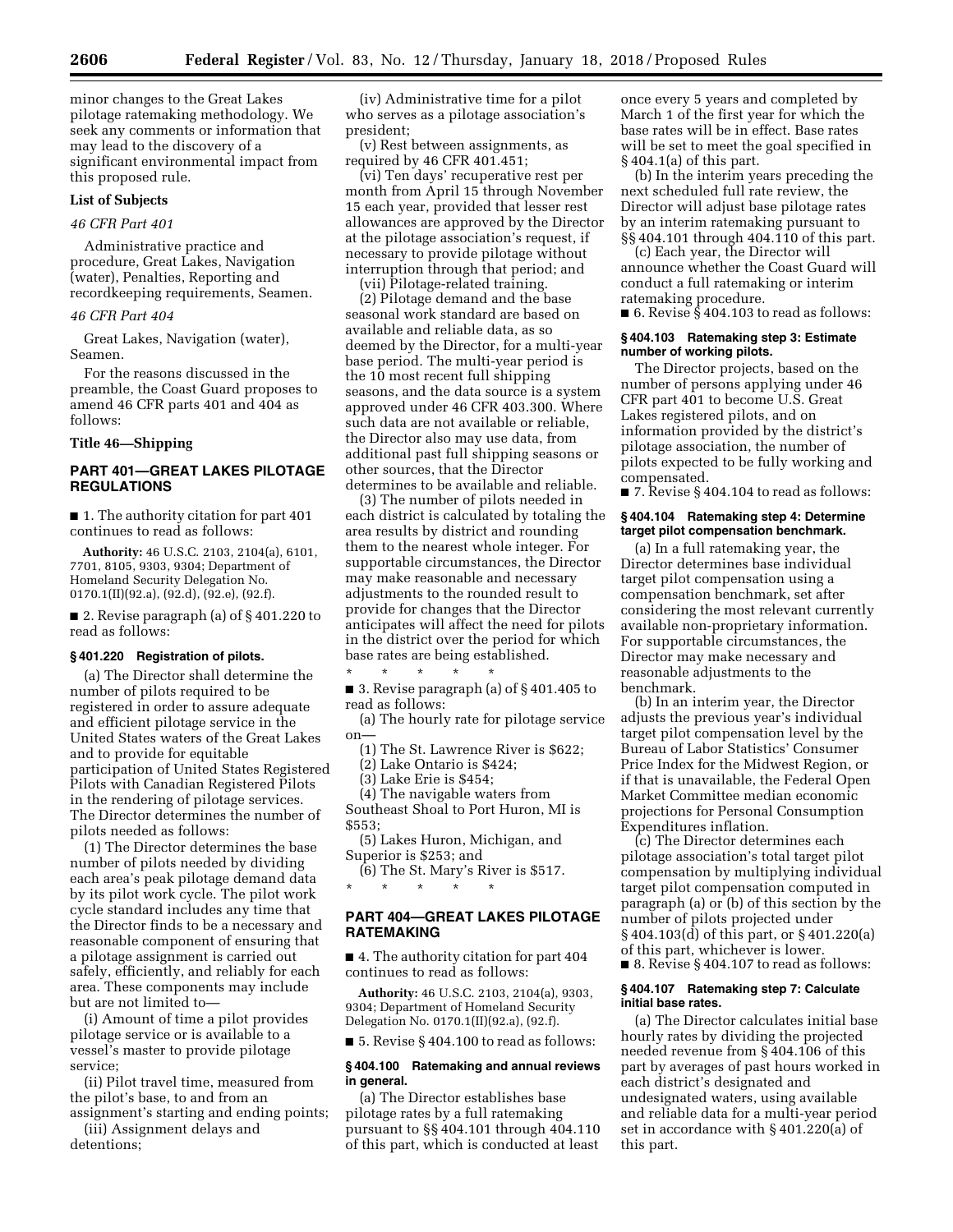minor changes to the Great Lakes pilotage ratemaking methodology. We seek any comments or information that may lead to the discovery of a significant environmental impact from this proposed rule.

**List of Subjects**

*46 CFR Part 401*

Administrative practice and procedure, Great Lakes, Navigation (water), Penalties, Reporting and recordkeeping requirements, Seamen.

*46 CFR Part 404*

Great Lakes, Navigation (water), Seamen.

For the reasons discussed in the preamble, the Coast Guard proposes to amend 46 CFR parts 401 and 404 as follows:

**Title 46—Shipping**

## PART 401—GREAT LAKES PILOTAGE REGULATIONS

■ 1. The authority citation for part 401 continues to read as follows:

**Authority:** 46 U.S.C. 2103, 2104(a), 6101, 7701, 8105, 9303, 9304; Department of Homeland Security Delegation No. 0170.1(II)(92.a), (92.d), (92.e), (92.f).

■ 2. Revise paragraph (a) of § 401.220 to read as follows:

### § 401.220 Registration of pilots.

(a) The Director shall determine the number of pilots required to be registered in order to assure adequate and efficient pilotage service in the United States waters of the Great Lakes and to provide for equitable participation of United States Registered Pilots with Canadian Registered Pilots in the rendering of pilotage services. The Director determines the number of pilots needed as follows:

(1) The Director determines the base number of pilots needed by dividing each area's peak pilotage demand data by its pilot work cycle. The pilot work cycle standard includes any time that the Director finds to be a necessary and reasonable component of ensuring that a pilotage assignment is carried out safely, efficiently, and reliably for each area. These components may include but are not limited to—

(i) Amount of time a pilot provides pilotage service or is available to a vessel's master to provide pilotage service;

(ii) Pilot travel time, measured from the pilot's base, to and from an assignment's starting and ending points;

(iii) Assignment delays and detentions;

(iv) Administrative time for a pilot who serves as a pilotage association's president;

(v) Rest between assignments, as required by 46 CFR 401.451;

(vi) Ten days' recuperative rest per month from April 15 through November 15 each year, provided that lesser rest allowances are approved by the Director at the pilotage association's request, if necessary to provide pilotage without interruption through that period; and

(vii) Pilotage-related training.

(2) Pilotage demand and the base seasonal work standard are based on available and reliable data, as so deemed by the Director, for a multi-year base period. The multi-year period is the 10 most recent full shipping seasons, and the data source is a system approved under 46 CFR 403.300. Where such data are not available or reliable, the Director also may use data, from additional past full shipping seasons or other sources, that the Director determines to be available and reliable.

(3) The number of pilots needed in each district is calculated by totaling the area results by district and rounding them to the nearest whole integer. For supportable circumstances, the Director may make reasonable and necessary adjustments to the rounded result to provide for changes that the Director anticipates will affect the need for pilots in the district over the period for which base rates are being established.

\* \* \* \* \*

■ 3. Revise paragraph (a) of § 401.405 to read as follows:

(a) The hourly rate for pilotage service on—

(1) The St. Lawrence River is $622;

(2) Lake Ontario is $424;

(3) Lake Erie is $454;

(4) The navigable waters from Southeast Shoal to Port Huron, MI is $553;

(5) Lakes Huron, Michigan, and Superior is $253; and

(6) The St. Mary's River is $517.

\* \* \* \* \*

## PART 404—GREAT LAKES PILOTAGE RATEMAKING

■ 4. The authority citation for part 404 continues to read as follows:

**Authority:** 46 U.S.C. 2103, 2104(a), 9303, 9304; Department of Homeland Security Delegation No. 0170.1(II)(92.a), (92.f).

■ 5. Revise § 404.100 to read as follows:

### § 404.100 Ratemaking and annual reviews in general.

(a) The Director establishes base pilotage rates by a full ratemaking pursuant to §§ 404.101 through 404.110 of this part, which is conducted at least once every 5 years and completed by March 1 of the first year for which the base rates will be in effect. Base rates will be set to meet the goal specified in § 404.1(a) of this part.

(b) In the interim years preceding the next scheduled full rate review, the Director will adjust base pilotage rates by an interim ratemaking pursuant to §§ 404.101 through 404.110 of this part.

(c) Each year, the Director will announce whether the Coast Guard will conduct a full ratemaking or interim ratemaking procedure.

■ 6. Revise § 404.103 to read as follows:

### § 404.103 Ratemaking step 3: Estimate number of working pilots.

The Director projects, based on the number of persons applying under 46 CFR part 401 to become U.S. Great Lakes registered pilots, and on information provided by the district's pilotage association, the number of pilots expected to be fully working and compensated.

■ 7. Revise § 404.104 to read as follows:

### § 404.104 Ratemaking step 4: Determine target pilot compensation benchmark.

(a) In a full ratemaking year, the Director determines base individual target pilot compensation using a compensation benchmark, set after considering the most relevant currently available non-proprietary information. For supportable circumstances, the Director may make necessary and reasonable adjustments to the benchmark.

(b) In an interim year, the Director adjusts the previous year's individual target pilot compensation level by the Bureau of Labor Statistics' Consumer Price Index for the Midwest Region, or if that is unavailable, the Federal Open Market Committee median economic projections for Personal Consumption Expenditures inflation.

(c) The Director determines each pilotage association's total target pilot compensation by multiplying individual target pilot compensation computed in paragraph (a) or (b) of this section by the number of pilots projected under § 404.103(d) of this part, or § 401.220(a) of this part, whichever is lower.

■ 8. Revise § 404.107 to read as follows:

### § 404.107 Ratemaking step 7: Calculate initial base rates.

(a) The Director calculates initial base hourly rates by dividing the projected needed revenue from § 404.106 of this part by averages of past hours worked in each district's designated and undesignated waters, using available and reliable data for a multi-year period set in accordance with § 401.220(a) of this part.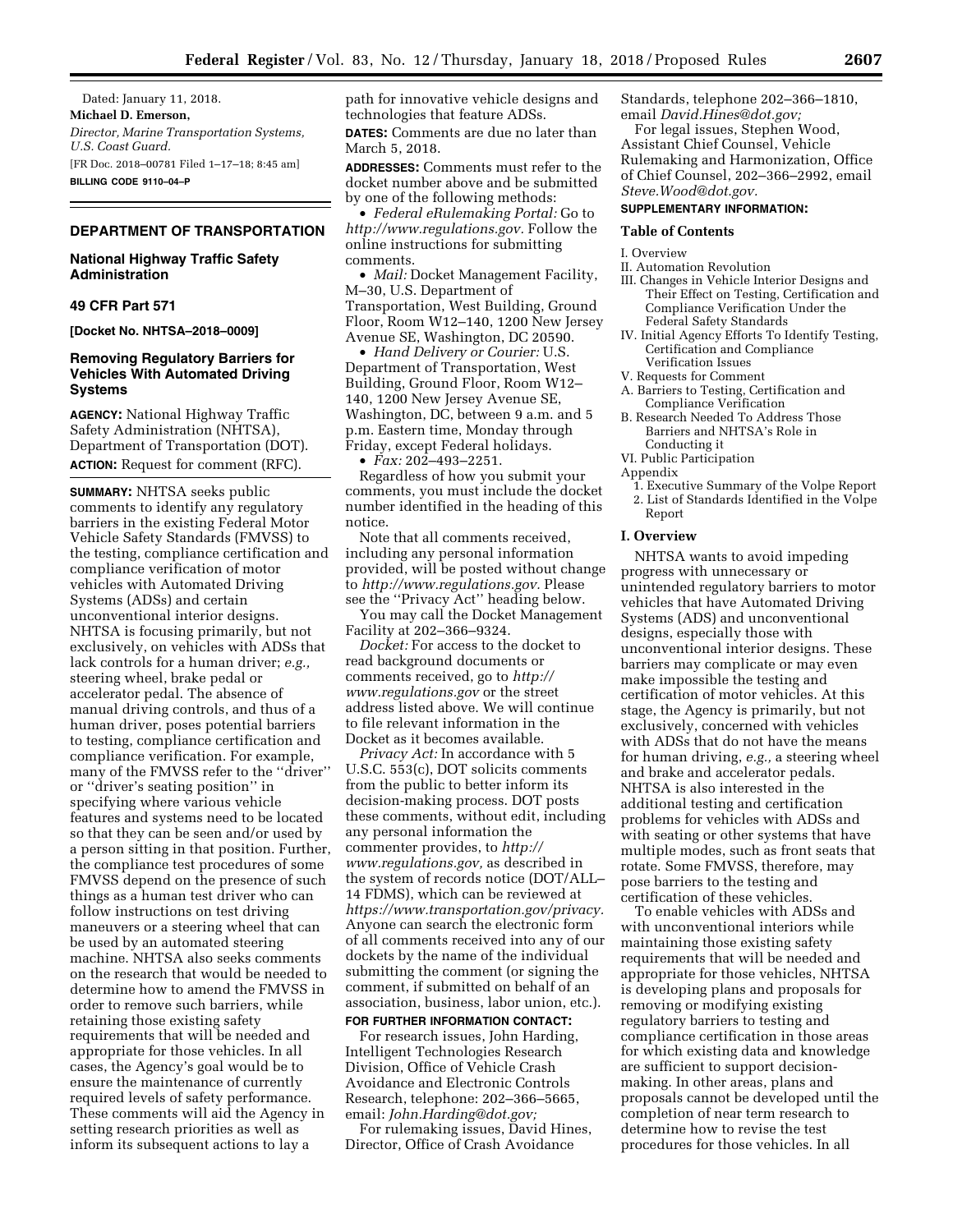Dated: January 11, 2018.

**Michael D. Emerson,**

*Director, Marine Transportation Systems, U.S. Coast Guard.*

[FR Doc. 2018–00781 Filed 1–17–18; 8:45 am]

**BILLING CODE 9110–04–P**

## DEPARTMENT OF TRANSPORTATION

### National Highway Traffic Safety Administration

### 49 CFR Part 571

**[Docket No. NHTSA–2018–0009]**

### Removing Regulatory Barriers for Vehicles With Automated Driving Systems

**AGENCY:** National Highway Traffic Safety Administration (NHTSA), Department of Transportation (DOT).

**ACTION:** Request for comment (RFC).

**SUMMARY:** NHTSA seeks public comments to identify any regulatory barriers in the existing Federal Motor Vehicle Safety Standards (FMVSS) to the testing, compliance certification and compliance verification of motor vehicles with Automated Driving Systems (ADSs) and certain unconventional interior designs. NHTSA is focusing primarily, but not exclusively, on vehicles with ADSs that lack controls for a human driver; *e.g.,* steering wheel, brake pedal or accelerator pedal. The absence of manual driving controls, and thus of a human driver, poses potential barriers to testing, compliance certification and compliance verification. For example, many of the FMVSS refer to the ''driver'' or ''driver's seating position'' in specifying where various vehicle features and systems need to be located so that they can be seen and/or used by a person sitting in that position. Further, the compliance test procedures of some FMVSS depend on the presence of such things as a human test driver who can follow instructions on test driving maneuvers or a steering wheel that can be used by an automated steering machine. NHTSA also seeks comments on the research that would be needed to determine how to amend the FMVSS in order to remove such barriers, while retaining those existing safety requirements that will be needed and appropriate for those vehicles. In all cases, the Agency's goal would be to ensure the maintenance of currently required levels of safety performance. These comments will aid the Agency in setting research priorities as well as inform its subsequent actions to lay a path for innovative vehicle designs and technologies that feature ADSs.

**DATES:** Comments are due no later than March 5, 2018.

**ADDRESSES:** Comments must refer to the docket number above and be submitted by one of the following methods:

- *Federal eRulemaking Portal:* Go to *http://www.regulations.gov.* Follow the online instructions for submitting comments.
- *Mail:* Docket Management Facility, M–30, U.S. Department of Transportation, West Building, Ground Floor, Room W12–140, 1200 New Jersey Avenue SE, Washington, DC 20590.
- *Hand Delivery or Courier:* U.S. Department of Transportation, West Building, Ground Floor, Room W12–140, 1200 New Jersey Avenue SE, Washington, DC, between 9 a.m. and 5 p.m. Eastern time, Monday through Friday, except Federal holidays.
- *Fax:* 202–493–2251.

Regardless of how you submit your comments, you must include the docket number identified in the heading of this notice.

Note that all comments received, including any personal information provided, will be posted without change to *http://www.regulations.gov.* Please see the ''Privacy Act'' heading below.

You may call the Docket Management Facility at 202–366–9324.

*Docket:* For access to the docket to read background documents or comments received, go to *http://www.regulations.gov* or the street address listed above. We will continue to file relevant information in the Docket as it becomes available.

*Privacy Act:* In accordance with 5 U.S.C. 553(c), DOT solicits comments from the public to better inform its decision-making process. DOT posts these comments, without edit, including any personal information the commenter provides, to *http://www.regulations.gov,* as described in the system of records notice (DOT/ALL–14 FDMS), which can be reviewed at *https://www.transportation.gov/privacy.* Anyone can search the electronic form of all comments received into any of our dockets by the name of the individual submitting the comment (or signing the comment, if submitted on behalf of an association, business, labor union, etc.).

**FOR FURTHER INFORMATION CONTACT:**

For research issues, John Harding, Intelligent Technologies Research Division, Office of Vehicle Crash Avoidance and Electronic Controls Research, telephone: 202–366–5665, email: *John.Harding@dot.gov;*

For rulemaking issues, David Hines, Director, Office of Crash Avoidance Standards, telephone 202–366–1810, email *David.Hines@dot.gov;*

For legal issues, Stephen Wood, Assistant Chief Counsel, Vehicle Rulemaking and Harmonization, Office of Chief Counsel, 202–366–2992, email *Steve.Wood@dot.gov.*

**SUPPLEMENTARY INFORMATION:**

### Table of Contents

I. Overview
II. Automation Revolution
III. Changes in Vehicle Interior Designs and Their Effect on Testing, Certification and Compliance Verification Under the Federal Safety Standards
IV. Initial Agency Efforts To Identify Testing, Certification and Compliance Verification Issues
V. Requests for Comment
A. Barriers to Testing, Certification and Compliance Verification
B. Research Needed To Address Those Barriers and NHTSA's Role in Conducting it
VI. Public Participation
Appendix
1. Executive Summary of the Volpe Report
2. List of Standards Identified in the Volpe Report

### I. Overview

NHTSA wants to avoid impeding progress with unnecessary or unintended regulatory barriers to motor vehicles that have Automated Driving Systems (ADS) and unconventional designs, especially those with unconventional interior designs. These barriers may complicate or may even make impossible the testing and certification of motor vehicles. At this stage, the Agency is primarily, but not exclusively, concerned with vehicles with ADSs that do not have the means for human driving, *e.g.,* a steering wheel and brake and accelerator pedals. NHTSA is also interested in the additional testing and certification problems for vehicles with ADSs and with seating or other systems that have multiple modes, such as front seats that rotate. Some FMVSS, therefore, may pose barriers to the testing and certification of these vehicles.

To enable vehicles with ADSs and with unconventional interiors while maintaining those existing safety requirements that will be needed and appropriate for those vehicles, NHTSA is developing plans and proposals for removing or modifying existing regulatory barriers to testing and compliance certification in those areas for which existing data and knowledge are sufficient to support decision-making. In other areas, plans and proposals cannot be developed until the completion of near term research to determine how to revise the test procedures for those vehicles. In all